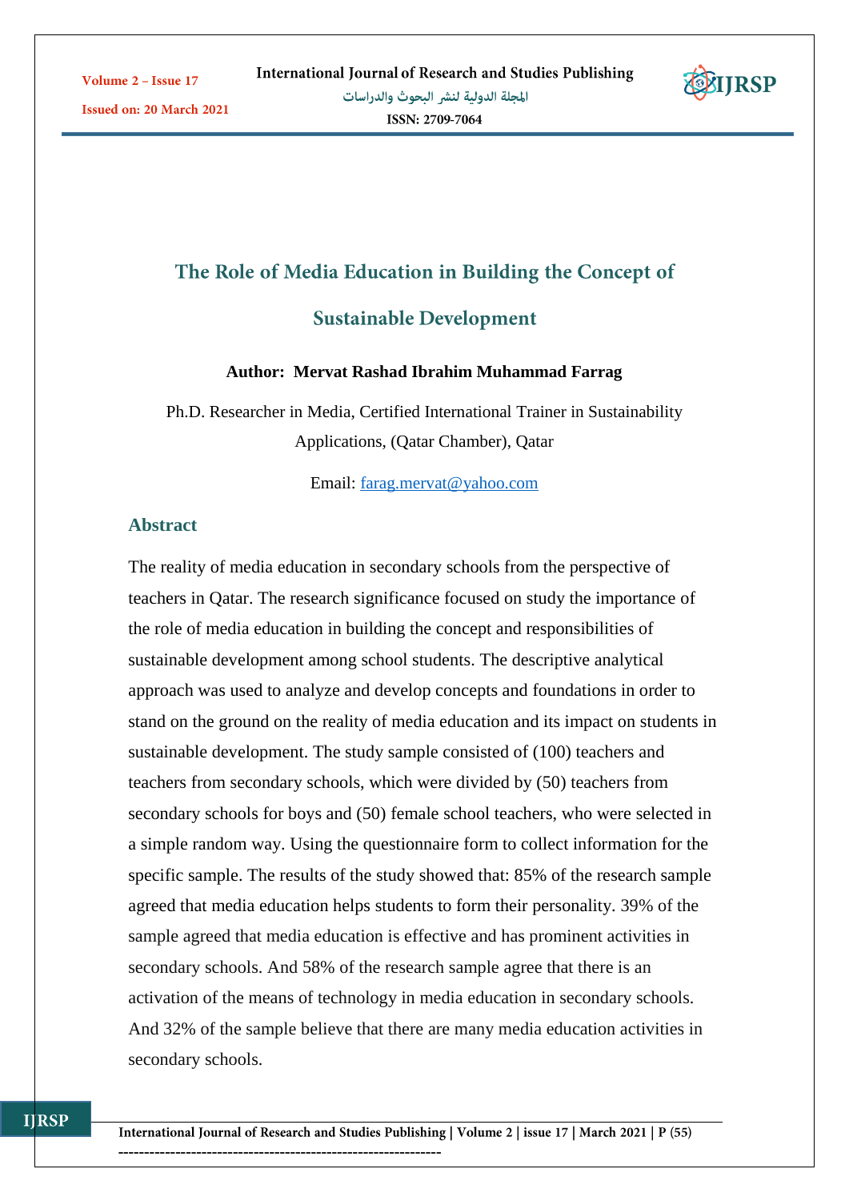# The Role of Media Education in Building the Concept of Sustainable Development

**Author: Mervat Rashad Ibrahim Muhammad Farrag**

Ph.D. Researcher in Media, Certified International Trainer in Sustainability Applications, (Qatar Chamber), Qatar

Email: farag.mervat@yahoo.com

## Abstract

The reality of media education in secondary schools from the perspective of teachers in Qatar. The research significance focused on study the importance of the role of media education in building the concept and responsibilities of sustainable development among school students. The descriptive analytical approach was used to analyze and develop concepts and foundations in order to stand on the ground on the reality of media education and its impact on students in sustainable development. The study sample consisted of (100) teachers and teachers from secondary schools, which were divided by (50) teachers from secondary schools for boys and (50) female school teachers, who were selected in a simple random way. Using the questionnaire form to collect information for the specific sample. The results of the study showed that: 85% of the research sample agreed that media education helps students to form their personality. 39% of the sample agreed that media education is effective and has prominent activities in secondary schools. And 58% of the research sample agree that there is an activation of the means of technology in media education in secondary schools. And 32% of the sample believe that there are many media education activities in secondary schools.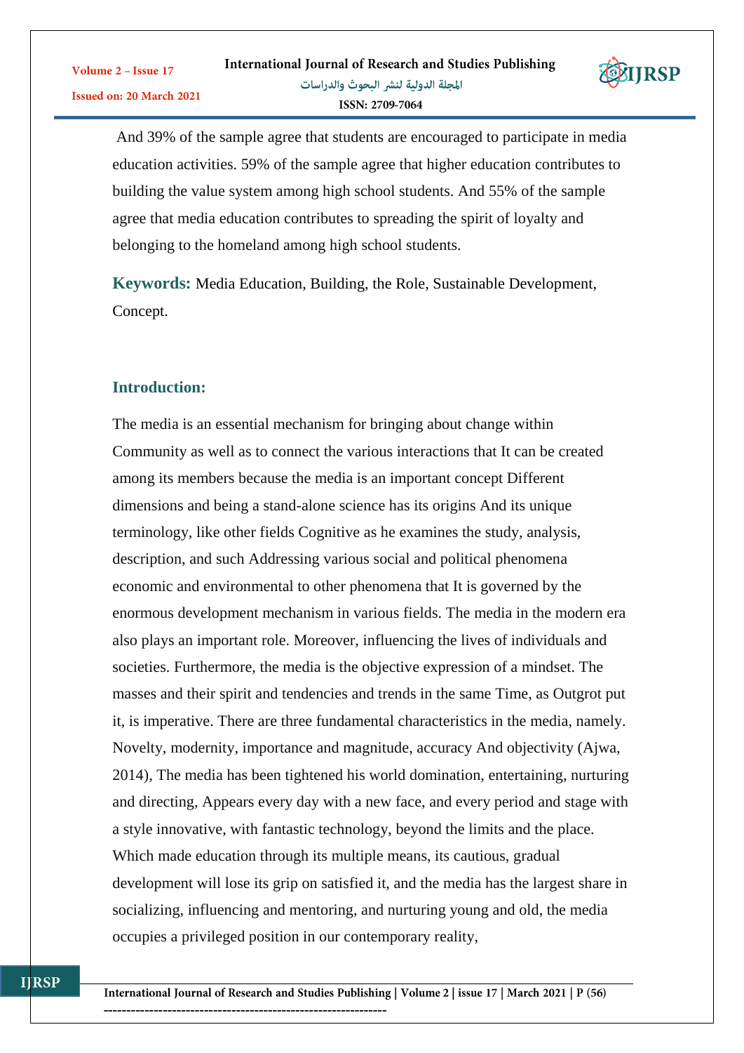And 39% of the sample agree that students are encouraged to participate in media education activities. 59% of the sample agree that higher education contributes to building the value system among high school students. And 55% of the sample agree that media education contributes to spreading the spirit of loyalty and belonging to the homeland among high school students.

**Keywords:** Media Education, Building, the Role, Sustainable Development, Concept.

## Introduction:

The media is an essential mechanism for bringing about change within Community as well as to connect the various interactions that It can be created among its members because the media is an important concept Different dimensions and being a stand-alone science has its origins And its unique terminology, like other fields Cognitive as he examines the study, analysis, description, and such Addressing various social and political phenomena economic and environmental to other phenomena that It is governed by the enormous development mechanism in various fields. The media in the modern era also plays an important role. Moreover, influencing the lives of individuals and societies. Furthermore, the media is the objective expression of a mindset. The masses and their spirit and tendencies and trends in the same Time, as Outgrot put it, is imperative. There are three fundamental characteristics in the media, namely. Novelty, modernity, importance and magnitude, accuracy And objectivity (Ajwa, 2014), The media has been tightened his world domination, entertaining, nurturing and directing, Appears every day with a new face, and every period and stage with a style innovative, with fantastic technology, beyond the limits and the place. Which made education through its multiple means, its cautious, gradual development will lose its grip on satisfied it, and the media has the largest share in socializing, influencing and mentoring, and nurturing young and old, the media occupies a privileged position in our contemporary reality,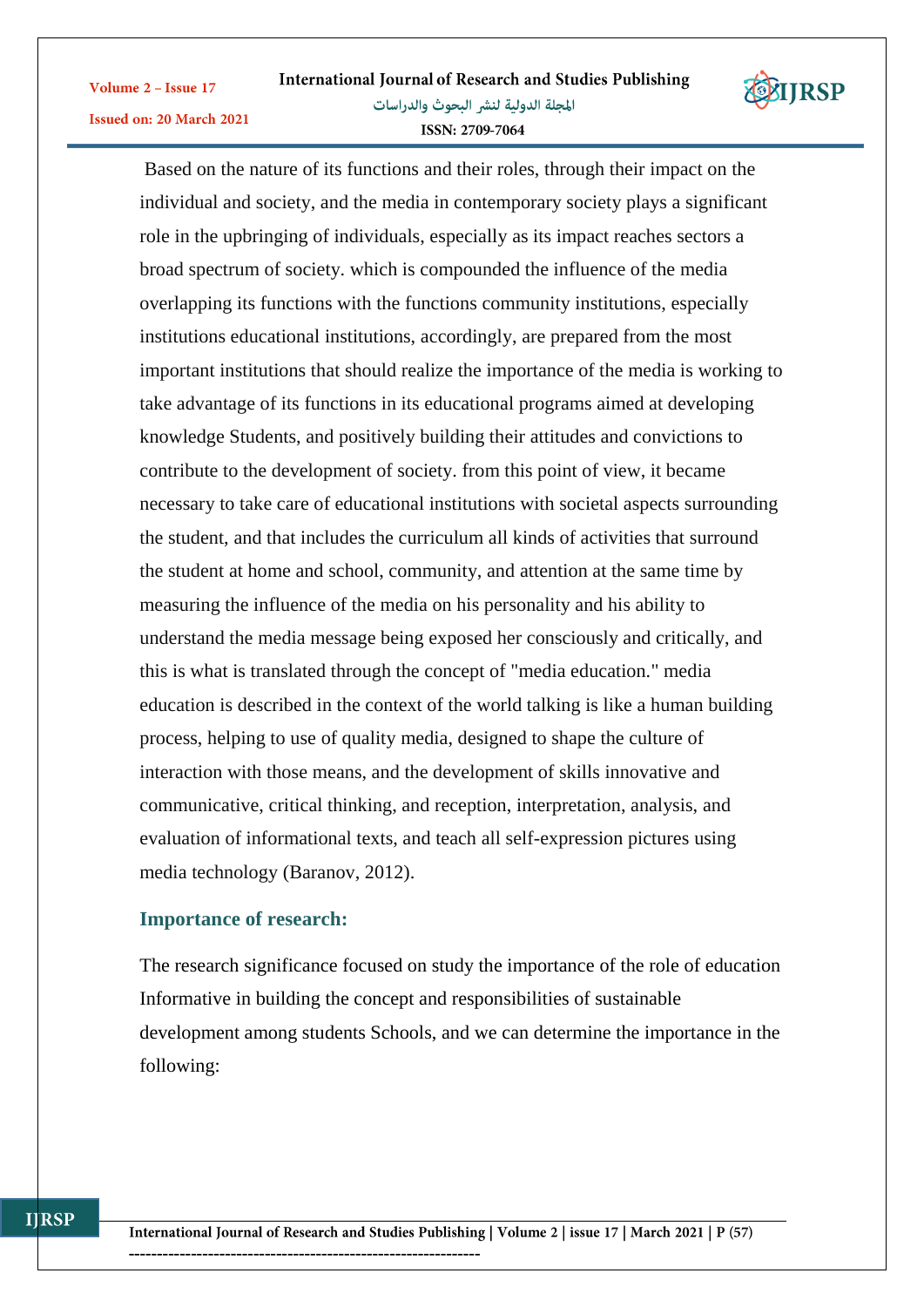Based on the nature of its functions and their roles, through their impact on the individual and society, and the media in contemporary society plays a significant role in the upbringing of individuals, especially as its impact reaches sectors a broad spectrum of society. which is compounded the influence of the media overlapping its functions with the functions community institutions, especially institutions educational institutions, accordingly, are prepared from the most important institutions that should realize the importance of the media is working to take advantage of its functions in its educational programs aimed at developing knowledge Students, and positively building their attitudes and convictions to contribute to the development of society. from this point of view, it became necessary to take care of educational institutions with societal aspects surrounding the student, and that includes the curriculum all kinds of activities that surround the student at home and school, community, and attention at the same time by measuring the influence of the media on his personality and his ability to understand the media message being exposed her consciously and critically, and this is what is translated through the concept of "media education." media education is described in the context of the world talking is like a human building process, helping to use of quality media, designed to shape the culture of interaction with those means, and the development of skills innovative and communicative, critical thinking, and reception, interpretation, analysis, and evaluation of informational texts, and teach all self-expression pictures using media technology (Baranov, 2012).

## Importance of research:

The research significance focused on study the importance of the role of education Informative in building the concept and responsibilities of sustainable development among students Schools, and we can determine the importance in the following: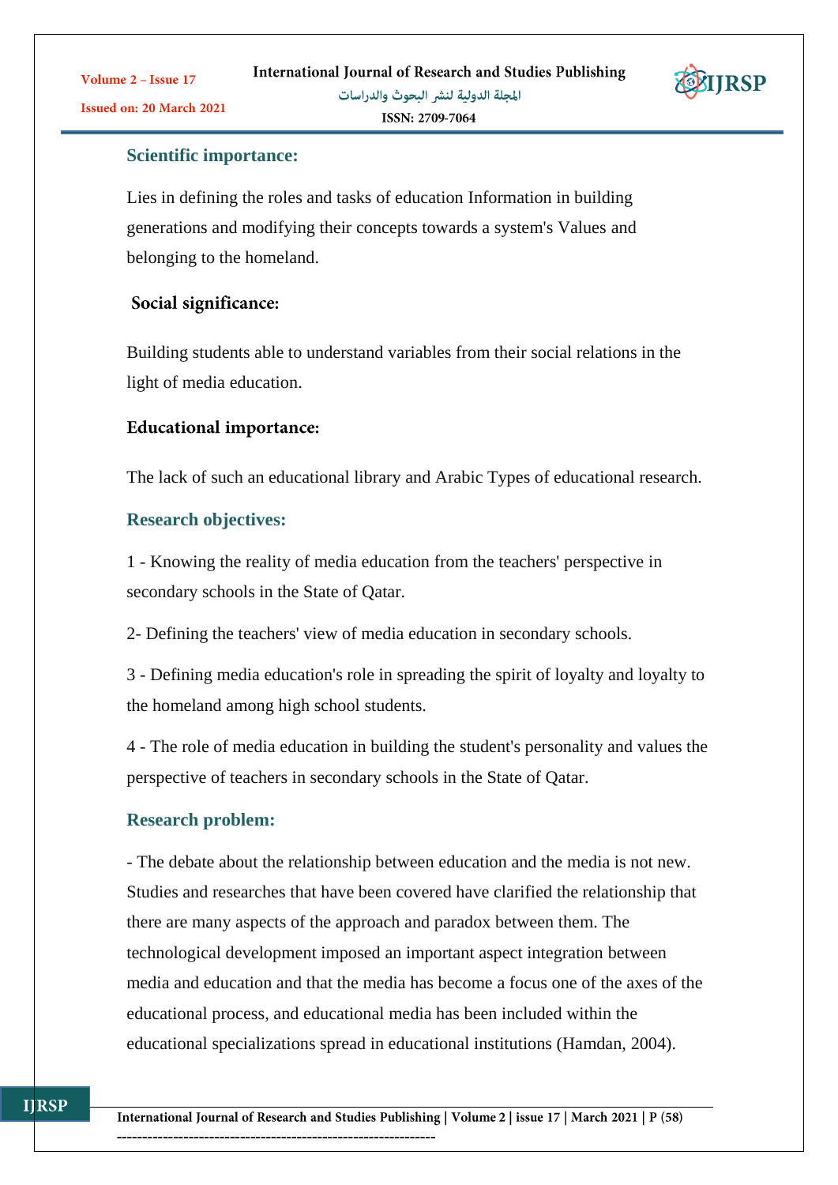### Scientific importance:

Lies in defining the roles and tasks of education Information in building generations and modifying their concepts towards a system's Values and belonging to the homeland.

### Social significance:

Building students able to understand variables from their social relations in the light of media education.

### Educational importance:

The lack of such an educational library and Arabic Types of educational research.

### Research objectives:

1 - Knowing the reality of media education from the teachers' perspective in secondary schools in the State of Qatar.

2- Defining the teachers' view of media education in secondary schools.

3 - Defining media education's role in spreading the spirit of loyalty and loyalty to the homeland among high school students.

4 - The role of media education in building the student's personality and values the perspective of teachers in secondary schools in the State of Qatar.

### Research problem:

- The debate about the relationship between education and the media is not new. Studies and researches that have been covered have clarified the relationship that there are many aspects of the approach and paradox between them. The technological development imposed an important aspect integration between media and education and that the media has become a focus one of the axes of the educational process, and educational media has been included within the educational specializations spread in educational institutions (Hamdan, 2004).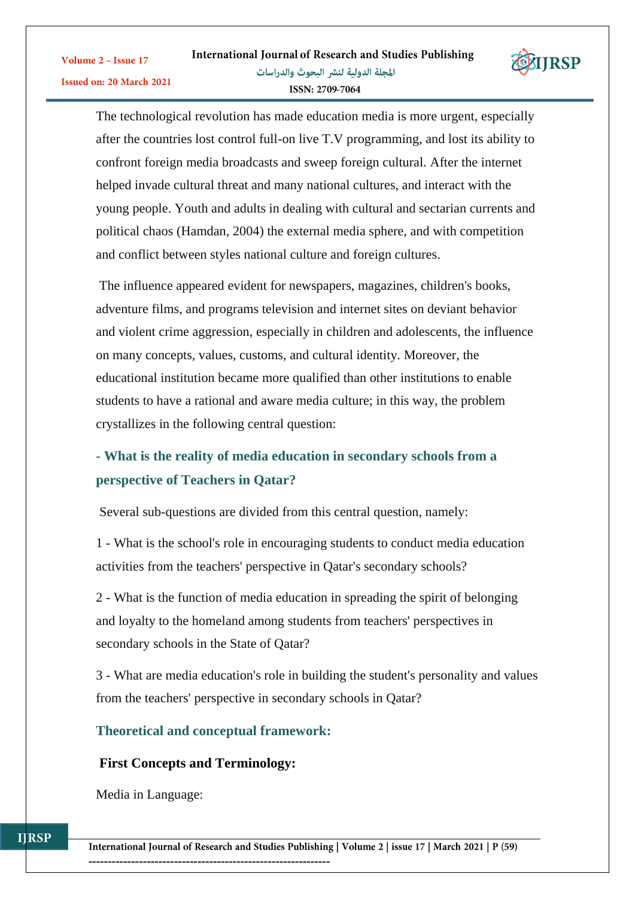The technological revolution has made education media is more urgent, especially after the countries lost control full-on live T.V programming, and lost its ability to confront foreign media broadcasts and sweep foreign cultural. After the internet helped invade cultural threat and many national cultures, and interact with the young people. Youth and adults in dealing with cultural and sectarian currents and political chaos (Hamdan, 2004) the external media sphere, and with competition and conflict between styles national culture and foreign cultures.

The influence appeared evident for newspapers, magazines, children's books, adventure films, and programs television and internet sites on deviant behavior and violent crime aggression, especially in children and adolescents, the influence on many concepts, values, customs, and cultural identity. Moreover, the educational institution became more qualified than other institutions to enable students to have a rational and aware media culture; in this way, the problem crystallizes in the following central question:

**- What is the reality of media education in secondary schools from a perspective of Teachers in Qatar?**

Several sub-questions are divided from this central question, namely:

1 - What is the school's role in encouraging students to conduct media education activities from the teachers' perspective in Qatar's secondary schools?

2 - What is the function of media education in spreading the spirit of belonging and loyalty to the homeland among students from teachers' perspectives in secondary schools in the State of Qatar?

3 - What are media education's role in building the student's personality and values from the teachers' perspective in secondary schools in Qatar?

## Theoretical and conceptual framework:

### First Concepts and Terminology:

Media in Language: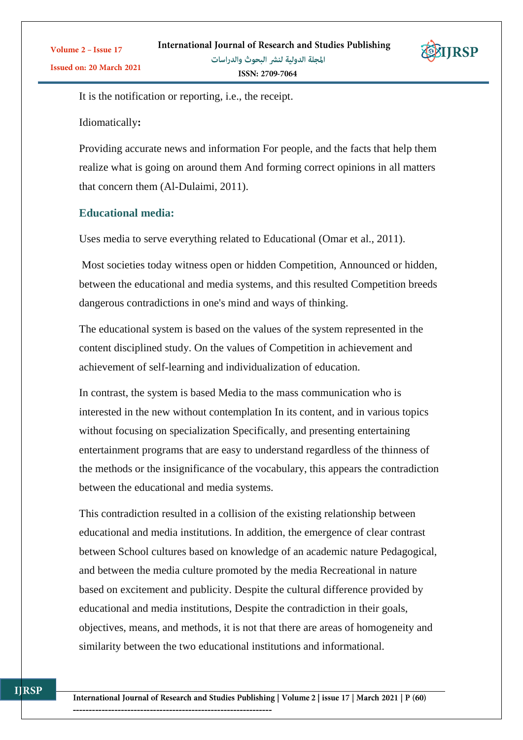It is the notification or reporting, i.e., the receipt.

Idiomatically**:**

Providing accurate news and information For people, and the facts that help them realize what is going on around them And forming correct opinions in all matters that concern them (Al-Dulaimi, 2011).

## Educational media:

Uses media to serve everything related to Educational (Omar et al., 2011).

Most societies today witness open or hidden Competition, Announced or hidden, between the educational and media systems, and this resulted Competition breeds dangerous contradictions in one's mind and ways of thinking.

The educational system is based on the values of the system represented in the content disciplined study. On the values of Competition in achievement and achievement of self-learning and individualization of education.

In contrast, the system is based Media to the mass communication who is interested in the new without contemplation In its content, and in various topics without focusing on specialization Specifically, and presenting entertaining entertainment programs that are easy to understand regardless of the thinness of the methods or the insignificance of the vocabulary, this appears the contradiction between the educational and media systems.

This contradiction resulted in a collision of the existing relationship between educational and media institutions. In addition, the emergence of clear contrast between School cultures based on knowledge of an academic nature Pedagogical, and between the media culture promoted by the media Recreational in nature based on excitement and publicity. Despite the cultural difference provided by educational and media institutions, Despite the contradiction in their goals, objectives, means, and methods, it is not that there are areas of homogeneity and similarity between the two educational institutions and informational.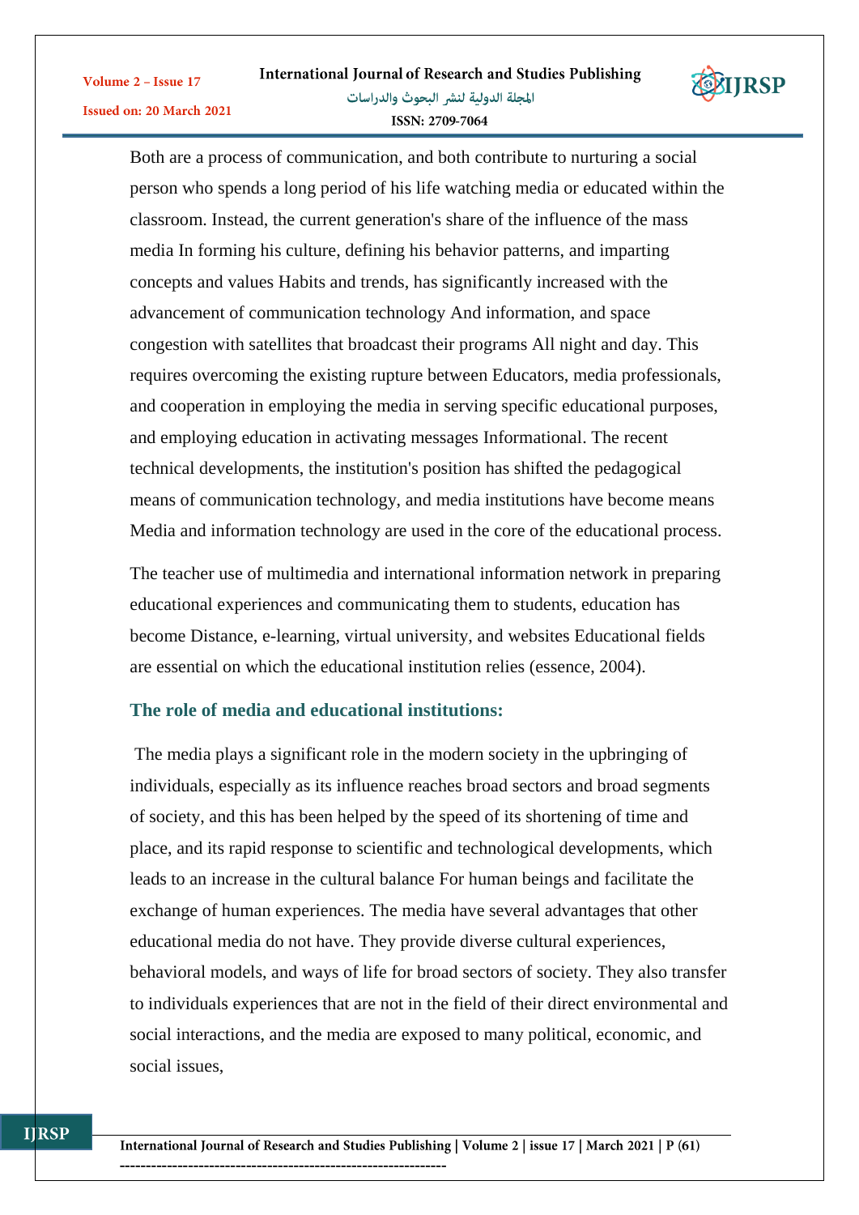Both are a process of communication, and both contribute to nurturing a social person who spends a long period of his life watching media or educated within the classroom. Instead, the current generation's share of the influence of the mass media In forming his culture, defining his behavior patterns, and imparting concepts and values Habits and trends, has significantly increased with the advancement of communication technology And information, and space congestion with satellites that broadcast their programs All night and day. This requires overcoming the existing rupture between Educators, media professionals, and cooperation in employing the media in serving specific educational purposes, and employing education in activating messages Informational. The recent technical developments, the institution's position has shifted the pedagogical means of communication technology, and media institutions have become means Media and information technology are used in the core of the educational process.

The teacher use of multimedia and international information network in preparing educational experiences and communicating them to students, education has become Distance, e-learning, virtual university, and websites Educational fields are essential on which the educational institution relies (essence, 2004).

## The role of media and educational institutions:

The media plays a significant role in the modern society in the upbringing of individuals, especially as its influence reaches broad sectors and broad segments of society, and this has been helped by the speed of its shortening of time and place, and its rapid response to scientific and technological developments, which leads to an increase in the cultural balance For human beings and facilitate the exchange of human experiences. The media have several advantages that other educational media do not have. They provide diverse cultural experiences, behavioral models, and ways of life for broad sectors of society. They also transfer to individuals experiences that are not in the field of their direct environmental and social interactions, and the media are exposed to many political, economic, and social issues,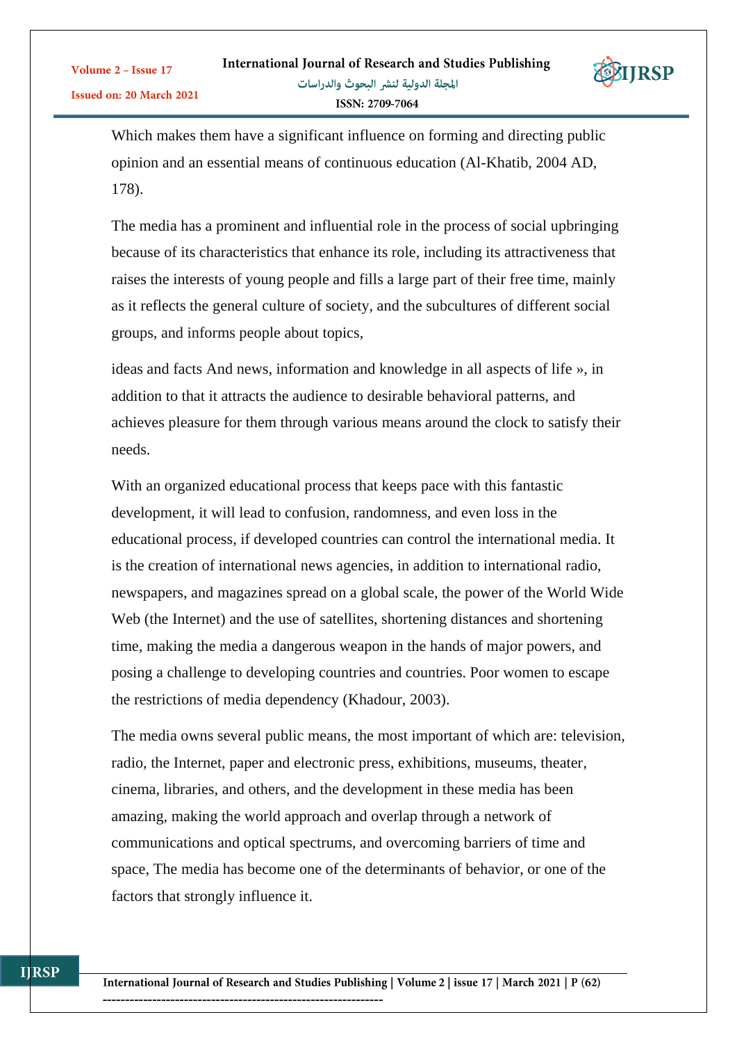Which makes them have a significant influence on forming and directing public opinion and an essential means of continuous education (Al-Khatib, 2004 AD, 178).

The media has a prominent and influential role in the process of social upbringing because of its characteristics that enhance its role, including its attractiveness that raises the interests of young people and fills a large part of their free time, mainly as it reflects the general culture of society, and the subcultures of different social groups, and informs people about topics,

ideas and facts And news, information and knowledge in all aspects of life », in addition to that it attracts the audience to desirable behavioral patterns, and achieves pleasure for them through various means around the clock to satisfy their needs.

With an organized educational process that keeps pace with this fantastic development, it will lead to confusion, randomness, and even loss in the educational process, if developed countries can control the international media. It is the creation of international news agencies, in addition to international radio, newspapers, and magazines spread on a global scale, the power of the World Wide Web (the Internet) and the use of satellites, shortening distances and shortening time, making the media a dangerous weapon in the hands of major powers, and posing a challenge to developing countries and countries. Poor women to escape the restrictions of media dependency (Khadour, 2003).

The media owns several public means, the most important of which are: television, radio, the Internet, paper and electronic press, exhibitions, museums, theater, cinema, libraries, and others, and the development in these media has been amazing, making the world approach and overlap through a network of communications and optical spectrums, and overcoming barriers of time and space, The media has become one of the determinants of behavior, or one of the factors that strongly influence it.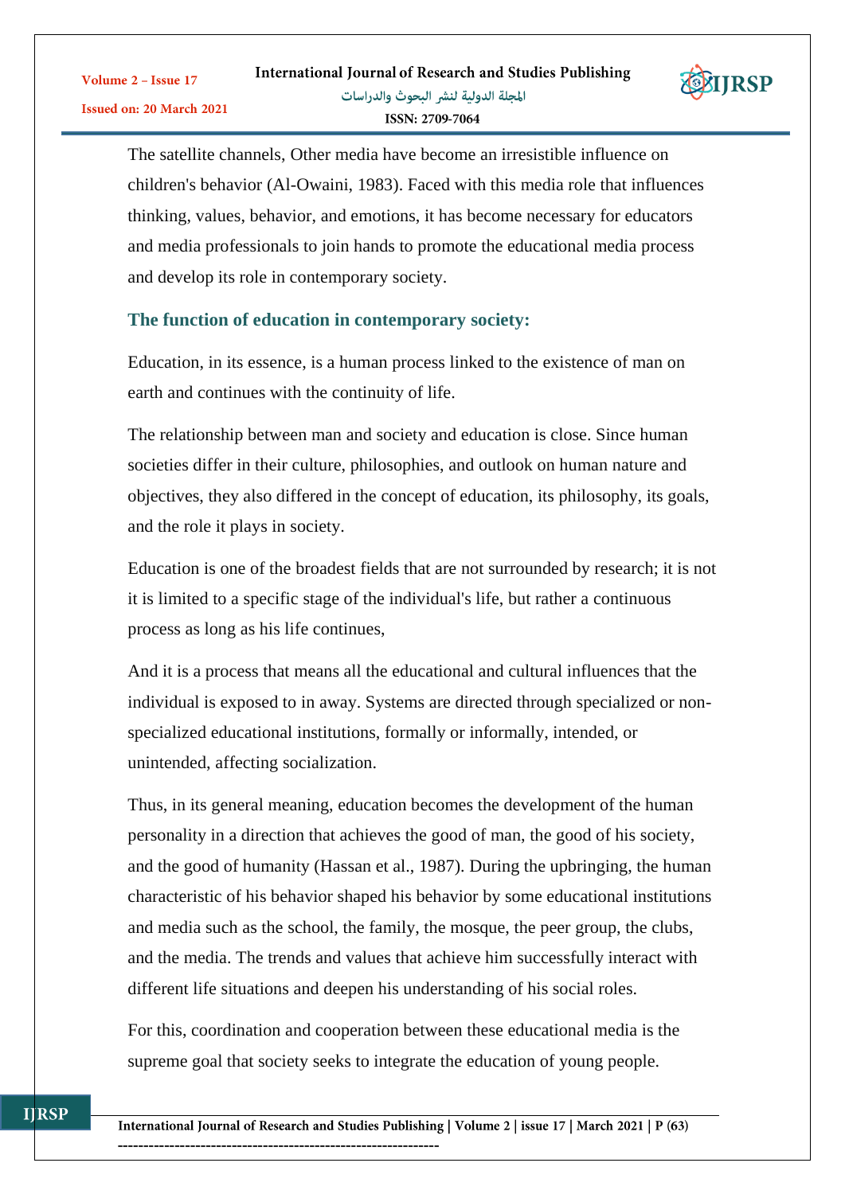The satellite channels, Other media have become an irresistible influence on children's behavior (Al-Owaini, 1983). Faced with this media role that influences thinking, values, behavior, and emotions, it has become necessary for educators and media professionals to join hands to promote the educational media process and develop its role in contemporary society.

### The function of education in contemporary society:

Education, in its essence, is a human process linked to the existence of man on earth and continues with the continuity of life.

The relationship between man and society and education is close. Since human societies differ in their culture, philosophies, and outlook on human nature and objectives, they also differed in the concept of education, its philosophy, its goals, and the role it plays in society.

Education is one of the broadest fields that are not surrounded by research; it is not it is limited to a specific stage of the individual's life, but rather a continuous process as long as his life continues,

And it is a process that means all the educational and cultural influences that the individual is exposed to in away. Systems are directed through specialized or non-specialized educational institutions, formally or informally, intended, or unintended, affecting socialization.

Thus, in its general meaning, education becomes the development of the human personality in a direction that achieves the good of man, the good of his society, and the good of humanity (Hassan et al., 1987). During the upbringing, the human characteristic of his behavior shaped his behavior by some educational institutions and media such as the school, the family, the mosque, the peer group, the clubs, and the media. The trends and values that achieve him successfully interact with different life situations and deepen his understanding of his social roles.

For this, coordination and cooperation between these educational media is the supreme goal that society seeks to integrate the education of young people.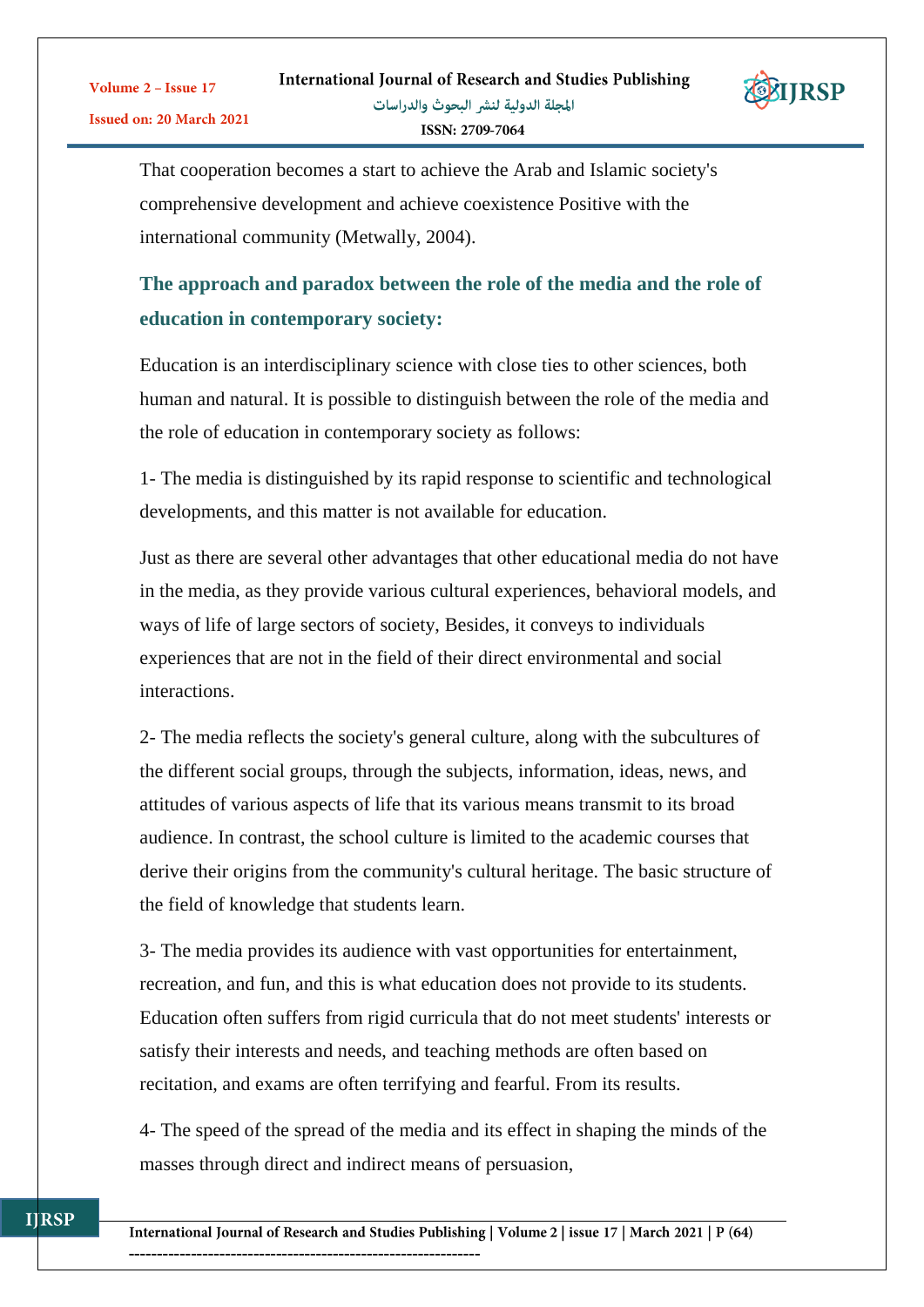That cooperation becomes a start to achieve the Arab and Islamic society's comprehensive development and achieve coexistence Positive with the international community (Metwally, 2004).

## The approach and paradox between the role of the media and the role of education in contemporary society:

Education is an interdisciplinary science with close ties to other sciences, both human and natural. It is possible to distinguish between the role of the media and the role of education in contemporary society as follows:

1- The media is distinguished by its rapid response to scientific and technological developments, and this matter is not available for education.

Just as there are several other advantages that other educational media do not have in the media, as they provide various cultural experiences, behavioral models, and ways of life of large sectors of society, Besides, it conveys to individuals experiences that are not in the field of their direct environmental and social interactions.

2- The media reflects the society's general culture, along with the subcultures of the different social groups, through the subjects, information, ideas, news, and attitudes of various aspects of life that its various means transmit to its broad audience. In contrast, the school culture is limited to the academic courses that derive their origins from the community's cultural heritage. The basic structure of the field of knowledge that students learn.

3- The media provides its audience with vast opportunities for entertainment, recreation, and fun, and this is what education does not provide to its students. Education often suffers from rigid curricula that do not meet students' interests or satisfy their interests and needs, and teaching methods are often based on recitation, and exams are often terrifying and fearful. From its results.

4- The speed of the spread of the media and its effect in shaping the minds of the masses through direct and indirect means of persuasion,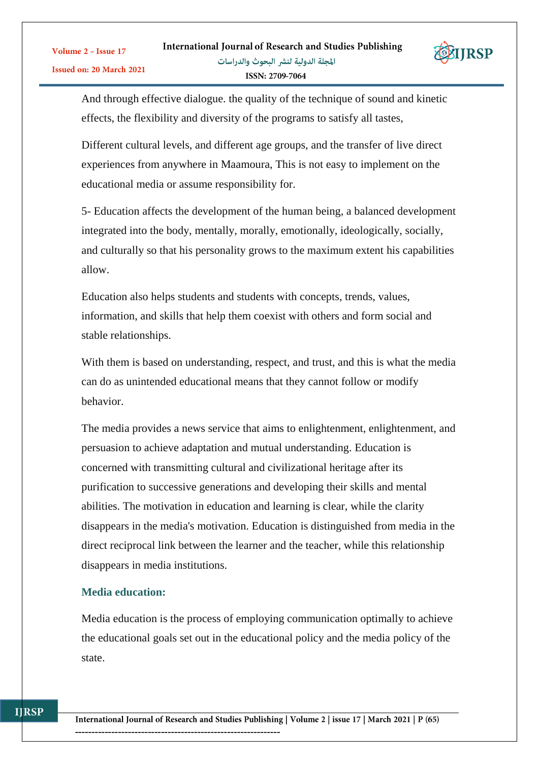And through effective dialogue. the quality of the technique of sound and kinetic effects, the flexibility and diversity of the programs to satisfy all tastes,

Different cultural levels, and different age groups, and the transfer of live direct experiences from anywhere in Maamoura, This is not easy to implement on the educational media or assume responsibility for.

5- Education affects the development of the human being, a balanced development integrated into the body, mentally, morally, emotionally, ideologically, socially, and culturally so that his personality grows to the maximum extent his capabilities allow.

Education also helps students and students with concepts, trends, values, information, and skills that help them coexist with others and form social and stable relationships.

With them is based on understanding, respect, and trust, and this is what the media can do as unintended educational means that they cannot follow or modify behavior.

The media provides a news service that aims to enlightenment, enlightenment, and persuasion to achieve adaptation and mutual understanding. Education is concerned with transmitting cultural and civilizational heritage after its purification to successive generations and developing their skills and mental abilities. The motivation in education and learning is clear, while the clarity disappears in the media's motivation. Education is distinguished from media in the direct reciprocal link between the learner and the teacher, while this relationship disappears in media institutions.

### Media education:

Media education is the process of employing communication optimally to achieve the educational goals set out in the educational policy and the media policy of the state.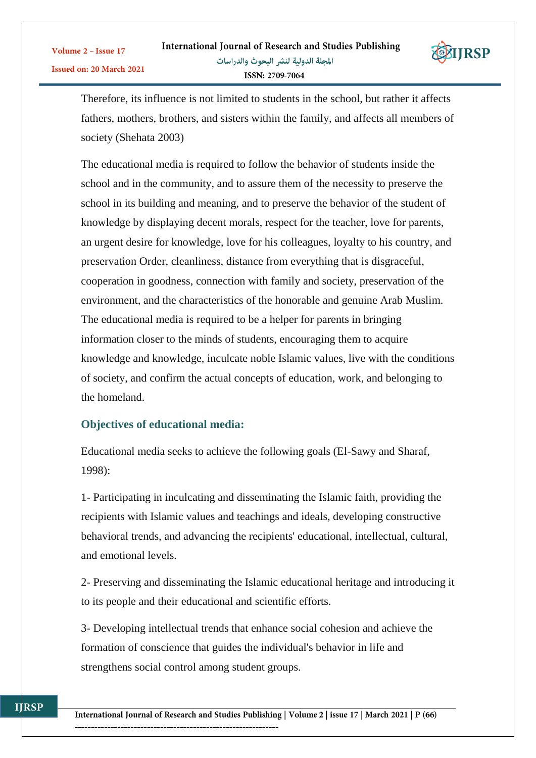Therefore, its influence is not limited to students in the school, but rather it affects fathers, mothers, brothers, and sisters within the family, and affects all members of society (Shehata 2003)

The educational media is required to follow the behavior of students inside the school and in the community, and to assure them of the necessity to preserve the school in its building and meaning, and to preserve the behavior of the student of knowledge by displaying decent morals, respect for the teacher, love for parents, an urgent desire for knowledge, love for his colleagues, loyalty to his country, and preservation Order, cleanliness, distance from everything that is disgraceful, cooperation in goodness, connection with family and society, preservation of the environment, and the characteristics of the honorable and genuine Arab Muslim. The educational media is required to be a helper for parents in bringing information closer to the minds of students, encouraging them to acquire knowledge and knowledge, inculcate noble Islamic values, live with the conditions of society, and confirm the actual concepts of education, work, and belonging to the homeland.

### Objectives of educational media:

Educational media seeks to achieve the following goals (El-Sawy and Sharaf, 1998):

1- Participating in inculcating and disseminating the Islamic faith, providing the recipients with Islamic values and teachings and ideals, developing constructive behavioral trends, and advancing the recipients' educational, intellectual, cultural, and emotional levels.

2- Preserving and disseminating the Islamic educational heritage and introducing it to its people and their educational and scientific efforts.

3- Developing intellectual trends that enhance social cohesion and achieve the formation of conscience that guides the individual's behavior in life and strengthens social control among student groups.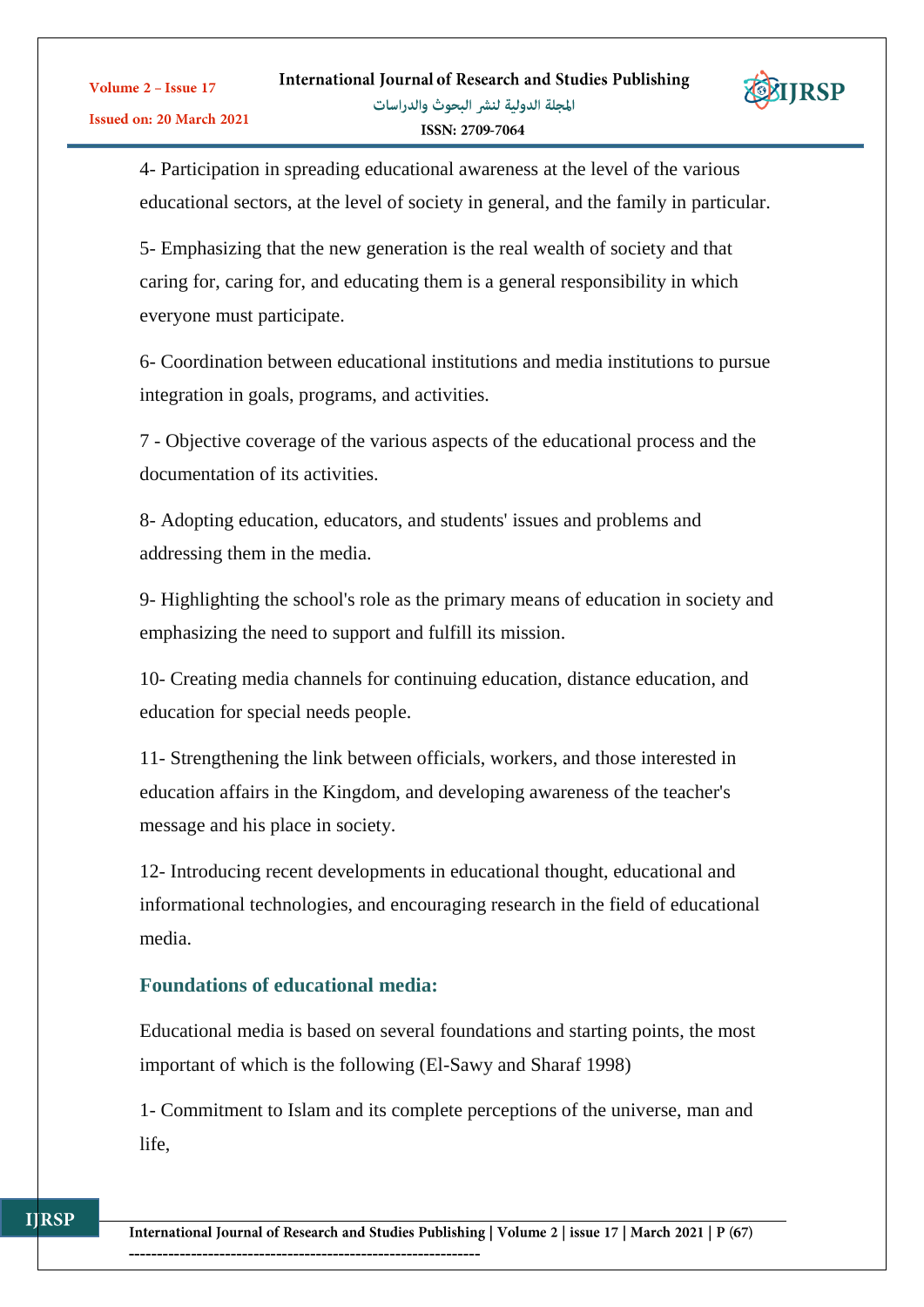4- Participation in spreading educational awareness at the level of the various educational sectors, at the level of society in general, and the family in particular.

5- Emphasizing that the new generation is the real wealth of society and that caring for, caring for, and educating them is a general responsibility in which everyone must participate.

6- Coordination between educational institutions and media institutions to pursue integration in goals, programs, and activities.

7 - Objective coverage of the various aspects of the educational process and the documentation of its activities.

8- Adopting education, educators, and students' issues and problems and addressing them in the media.

9- Highlighting the school's role as the primary means of education in society and emphasizing the need to support and fulfill its mission.

10- Creating media channels for continuing education, distance education, and education for special needs people.

11- Strengthening the link between officials, workers, and those interested in education affairs in the Kingdom, and developing awareness of the teacher's message and his place in society.

12- Introducing recent developments in educational thought, educational and informational technologies, and encouraging research in the field of educational media.

### Foundations of educational media:

Educational media is based on several foundations and starting points, the most important of which is the following (El-Sawy and Sharaf 1998)

1- Commitment to Islam and its complete perceptions of the universe, man and life,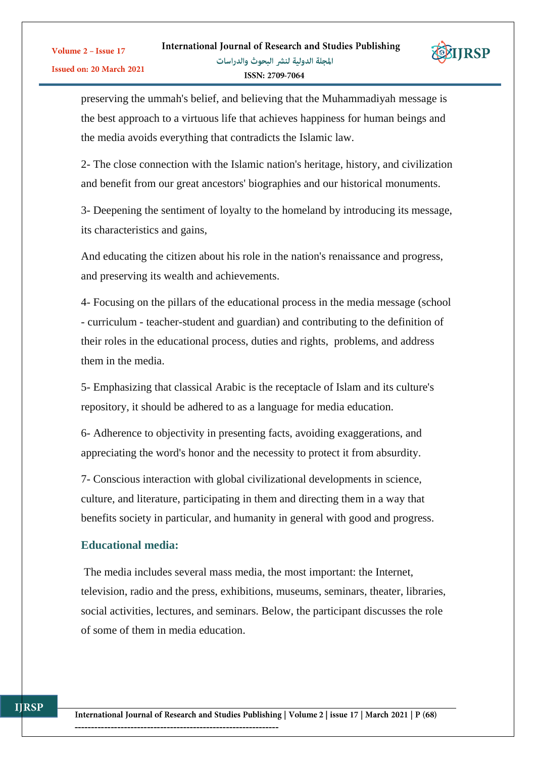preserving the ummah's belief, and believing that the Muhammadiyah message is the best approach to a virtuous life that achieves happiness for human beings and the media avoids everything that contradicts the Islamic law.

2- The close connection with the Islamic nation's heritage, history, and civilization and benefit from our great ancestors' biographies and our historical monuments.

3- Deepening the sentiment of loyalty to the homeland by introducing its message, its characteristics and gains,

And educating the citizen about his role in the nation's renaissance and progress, and preserving its wealth and achievements.

4- Focusing on the pillars of the educational process in the media message (school - curriculum - teacher-student and guardian) and contributing to the definition of their roles in the educational process, duties and rights, problems, and address them in the media.

5- Emphasizing that classical Arabic is the receptacle of Islam and its culture's repository, it should be adhered to as a language for media education.

6- Adherence to objectivity in presenting facts, avoiding exaggerations, and appreciating the word's honor and the necessity to protect it from absurdity.

7- Conscious interaction with global civilizational developments in science, culture, and literature, participating in them and directing them in a way that benefits society in particular, and humanity in general with good and progress.

## Educational media:

The media includes several mass media, the most important: the Internet, television, radio and the press, exhibitions, museums, seminars, theater, libraries, social activities, lectures, and seminars. Below, the participant discusses the role of some of them in media education.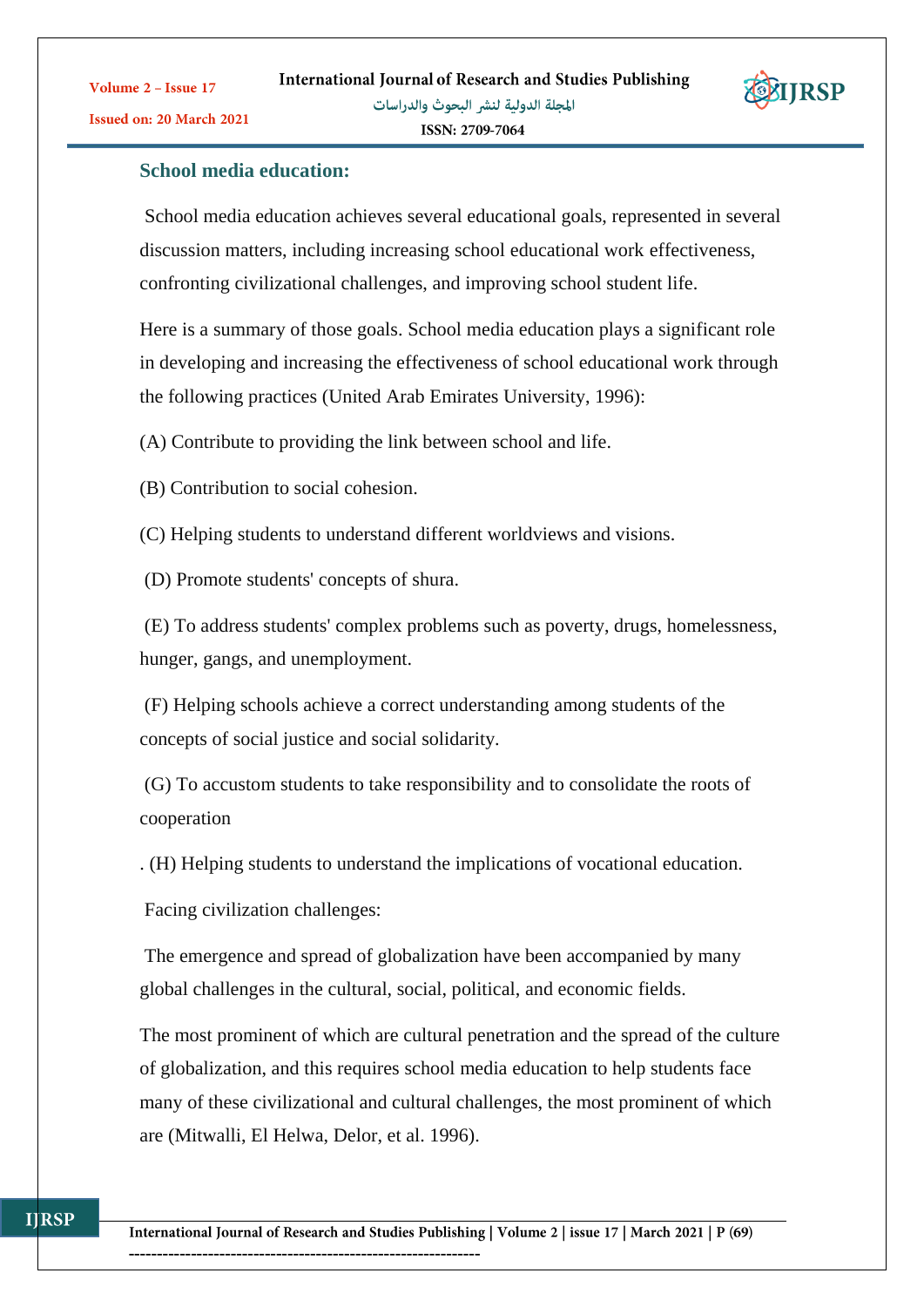## School media education:

School media education achieves several educational goals, represented in several discussion matters, including increasing school educational work effectiveness, confronting civilizational challenges, and improving school student life.

Here is a summary of those goals. School media education plays a significant role in developing and increasing the effectiveness of school educational work through the following practices (United Arab Emirates University, 1996):

(A) Contribute to providing the link between school and life.

(B) Contribution to social cohesion.

(C) Helping students to understand different worldviews and visions.

(D) Promote students' concepts of shura.

(E) To address students' complex problems such as poverty, drugs, homelessness, hunger, gangs, and unemployment.

(F) Helping schools achieve a correct understanding among students of the concepts of social justice and social solidarity.

(G) To accustom students to take responsibility and to consolidate the roots of cooperation

. (H) Helping students to understand the implications of vocational education.

Facing civilization challenges:

The emergence and spread of globalization have been accompanied by many global challenges in the cultural, social, political, and economic fields.

The most prominent of which are cultural penetration and the spread of the culture of globalization, and this requires school media education to help students face many of these civilizational and cultural challenges, the most prominent of which are (Mitwalli, El Helwa, Delor, et al. 1996).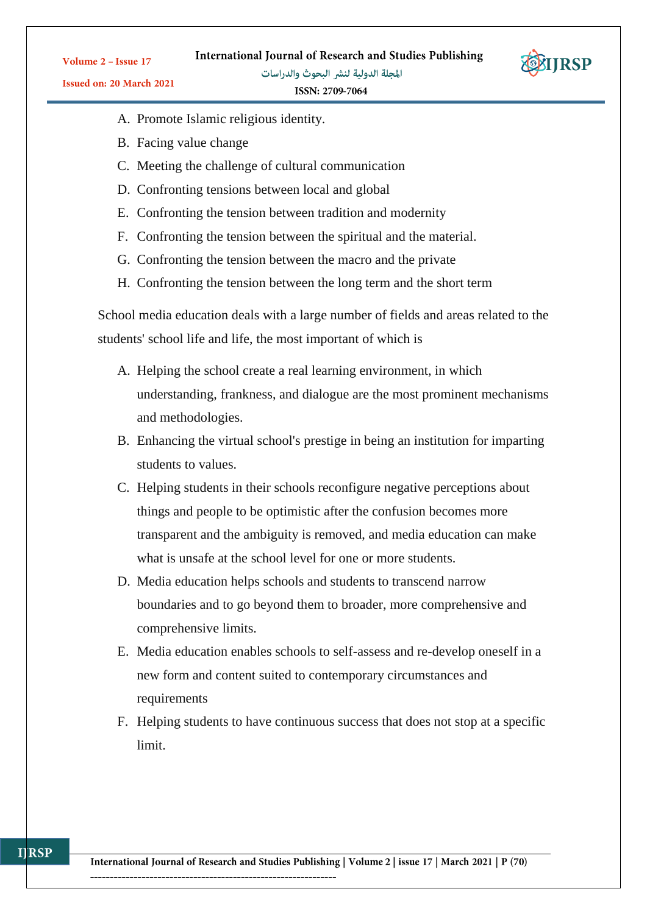A. Promote Islamic religious identity.
B. Facing value change
C. Meeting the challenge of cultural communication
D. Confronting tensions between local and global
E. Confronting the tension between tradition and modernity
F. Confronting the tension between the spiritual and the material.
G. Confronting the tension between the macro and the private
H. Confronting the tension between the long term and the short term

School media education deals with a large number of fields and areas related to the students' school life and life, the most important of which is

A. Helping the school create a real learning environment, in which understanding, frankness, and dialogue are the most prominent mechanisms and methodologies.
B. Enhancing the virtual school's prestige in being an institution for imparting students to values.
C. Helping students in their schools reconfigure negative perceptions about things and people to be optimistic after the confusion becomes more transparent and the ambiguity is removed, and media education can make what is unsafe at the school level for one or more students.
D. Media education helps schools and students to transcend narrow boundaries and to go beyond them to broader, more comprehensive and comprehensive limits.
E. Media education enables schools to self-assess and re-develop oneself in a new form and content suited to contemporary circumstances and requirements
F. Helping students to have continuous success that does not stop at a specific limit.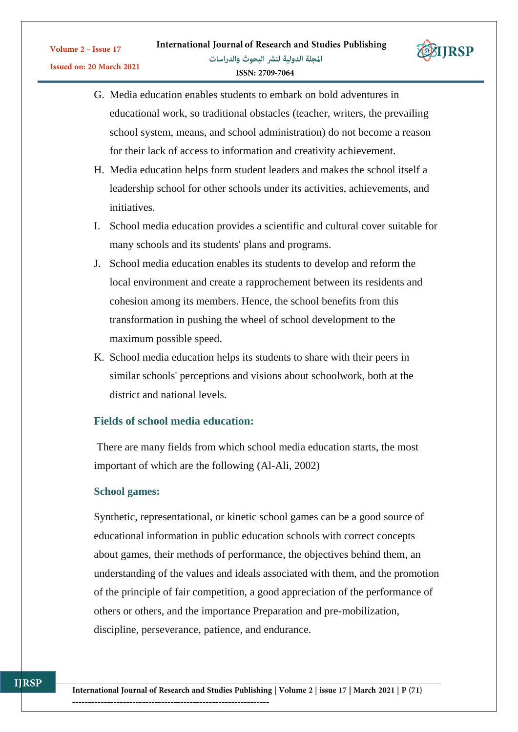G. Media education enables students to embark on bold adventures in educational work, so traditional obstacles (teacher, writers, the prevailing school system, means, and school administration) do not become a reason for their lack of access to information and creativity achievement.

H. Media education helps form student leaders and makes the school itself a leadership school for other schools under its activities, achievements, and initiatives.

I. School media education provides a scientific and cultural cover suitable for many schools and its students' plans and programs.

J. School media education enables its students to develop and reform the local environment and create a rapprochement between its residents and cohesion among its members. Hence, the school benefits from this transformation in pushing the wheel of school development to the maximum possible speed.

K. School media education helps its students to share with their peers in similar schools' perceptions and visions about schoolwork, both at the district and national levels.

## Fields of school media education:

There are many fields from which school media education starts, the most important of which are the following (Al-Ali, 2002)

### School games:

Synthetic, representational, or kinetic school games can be a good source of educational information in public education schools with correct concepts about games, their methods of performance, the objectives behind them, an understanding of the values and ideals associated with them, and the promotion of the principle of fair competition, a good appreciation of the performance of others or others, and the importance Preparation and pre-mobilization, discipline, perseverance, patience, and endurance.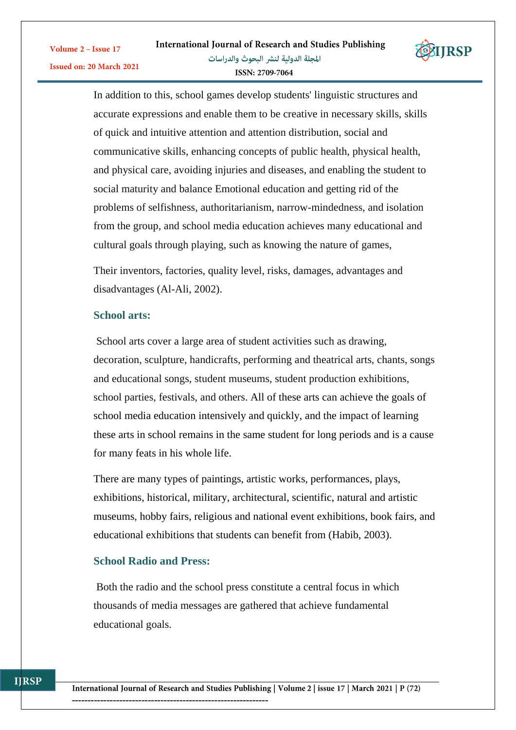In addition to this, school games develop students' linguistic structures and accurate expressions and enable them to be creative in necessary skills, skills of quick and intuitive attention and attention distribution, social and communicative skills, enhancing concepts of public health, physical health, and physical care, avoiding injuries and diseases, and enabling the student to social maturity and balance Emotional education and getting rid of the problems of selfishness, authoritarianism, narrow-mindedness, and isolation from the group, and school media education achieves many educational and cultural goals through playing, such as knowing the nature of games,

Their inventors, factories, quality level, risks, damages, advantages and disadvantages (Al-Ali, 2002).

### School arts:

School arts cover a large area of student activities such as drawing, decoration, sculpture, handicrafts, performing and theatrical arts, chants, songs and educational songs, student museums, student production exhibitions, school parties, festivals, and others. All of these arts can achieve the goals of school media education intensively and quickly, and the impact of learning these arts in school remains in the same student for long periods and is a cause for many feats in his whole life.

There are many types of paintings, artistic works, performances, plays, exhibitions, historical, military, architectural, scientific, natural and artistic museums, hobby fairs, religious and national event exhibitions, book fairs, and educational exhibitions that students can benefit from (Habib, 2003).

### School Radio and Press:

Both the radio and the school press constitute a central focus in which thousands of media messages are gathered that achieve fundamental educational goals.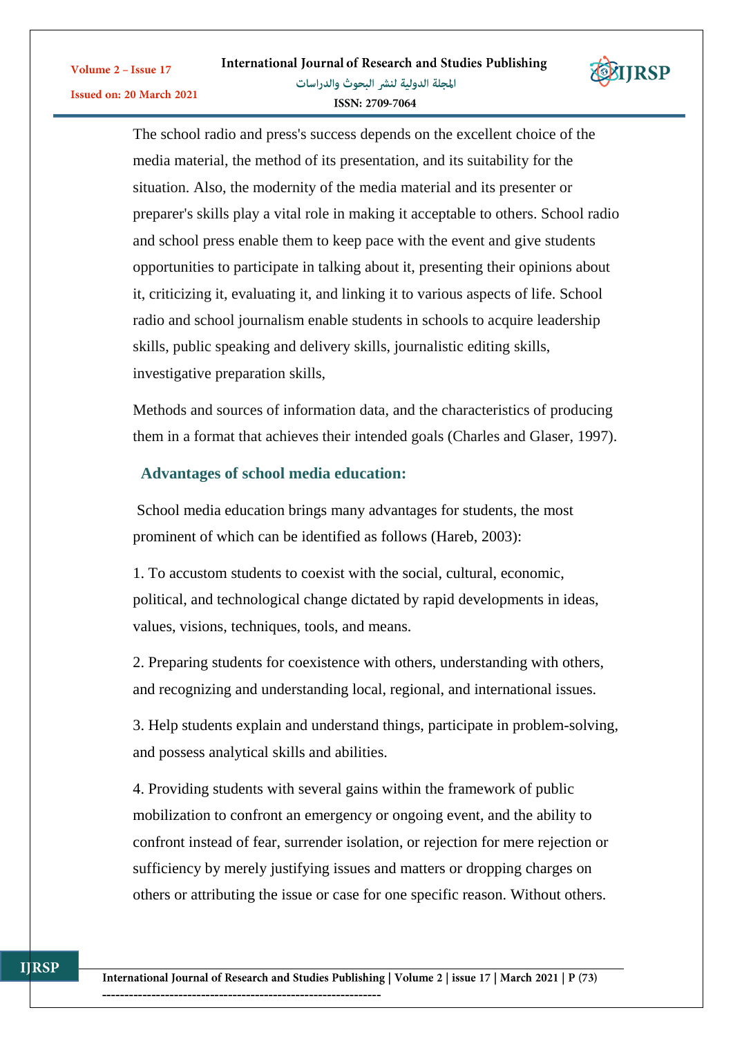The school radio and press's success depends on the excellent choice of the media material, the method of its presentation, and its suitability for the situation. Also, the modernity of the media material and its presenter or preparer's skills play a vital role in making it acceptable to others. School radio and school press enable them to keep pace with the event and give students opportunities to participate in talking about it, presenting their opinions about it, criticizing it, evaluating it, and linking it to various aspects of life. School radio and school journalism enable students in schools to acquire leadership skills, public speaking and delivery skills, journalistic editing skills, investigative preparation skills,

Methods and sources of information data, and the characteristics of producing them in a format that achieves their intended goals (Charles and Glaser, 1997).

## Advantages of school media education:

School media education brings many advantages for students, the most prominent of which can be identified as follows (Hareb, 2003):

1. To accustom students to coexist with the social, cultural, economic, political, and technological change dictated by rapid developments in ideas, values, visions, techniques, tools, and means.

2. Preparing students for coexistence with others, understanding with others, and recognizing and understanding local, regional, and international issues.

3. Help students explain and understand things, participate in problem-solving, and possess analytical skills and abilities.

4. Providing students with several gains within the framework of public mobilization to confront an emergency or ongoing event, and the ability to confront instead of fear, surrender isolation, or rejection for mere rejection or sufficiency by merely justifying issues and matters or dropping charges on others or attributing the issue or case for one specific reason. Without others.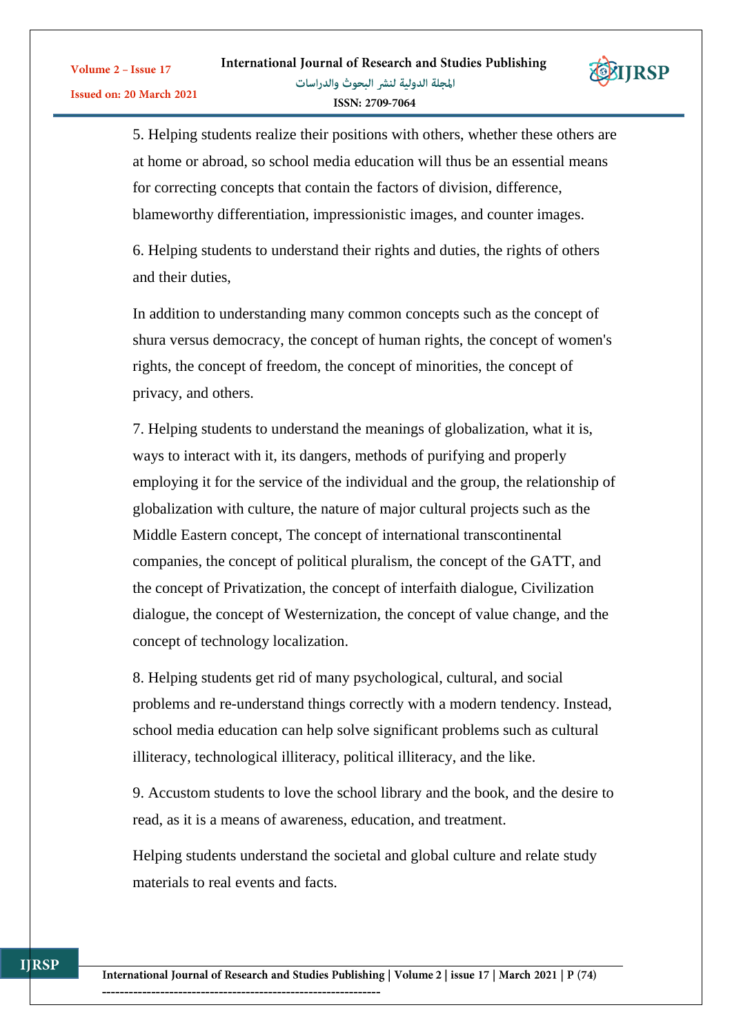5. Helping students realize their positions with others, whether these others are at home or abroad, so school media education will thus be an essential means for correcting concepts that contain the factors of division, difference, blameworthy differentiation, impressionistic images, and counter images.

6. Helping students to understand their rights and duties, the rights of others and their duties,

In addition to understanding many common concepts such as the concept of shura versus democracy, the concept of human rights, the concept of women's rights, the concept of freedom, the concept of minorities, the concept of privacy, and others.

7. Helping students to understand the meanings of globalization, what it is, ways to interact with it, its dangers, methods of purifying and properly employing it for the service of the individual and the group, the relationship of globalization with culture, the nature of major cultural projects such as the Middle Eastern concept, The concept of international transcontinental companies, the concept of political pluralism, the concept of the GATT, and the concept of Privatization, the concept of interfaith dialogue, Civilization dialogue, the concept of Westernization, the concept of value change, and the concept of technology localization.

8. Helping students get rid of many psychological, cultural, and social problems and re-understand things correctly with a modern tendency. Instead, school media education can help solve significant problems such as cultural illiteracy, technological illiteracy, political illiteracy, and the like.

9. Accustom students to love the school library and the book, and the desire to read, as it is a means of awareness, education, and treatment.

Helping students understand the societal and global culture and relate study materials to real events and facts.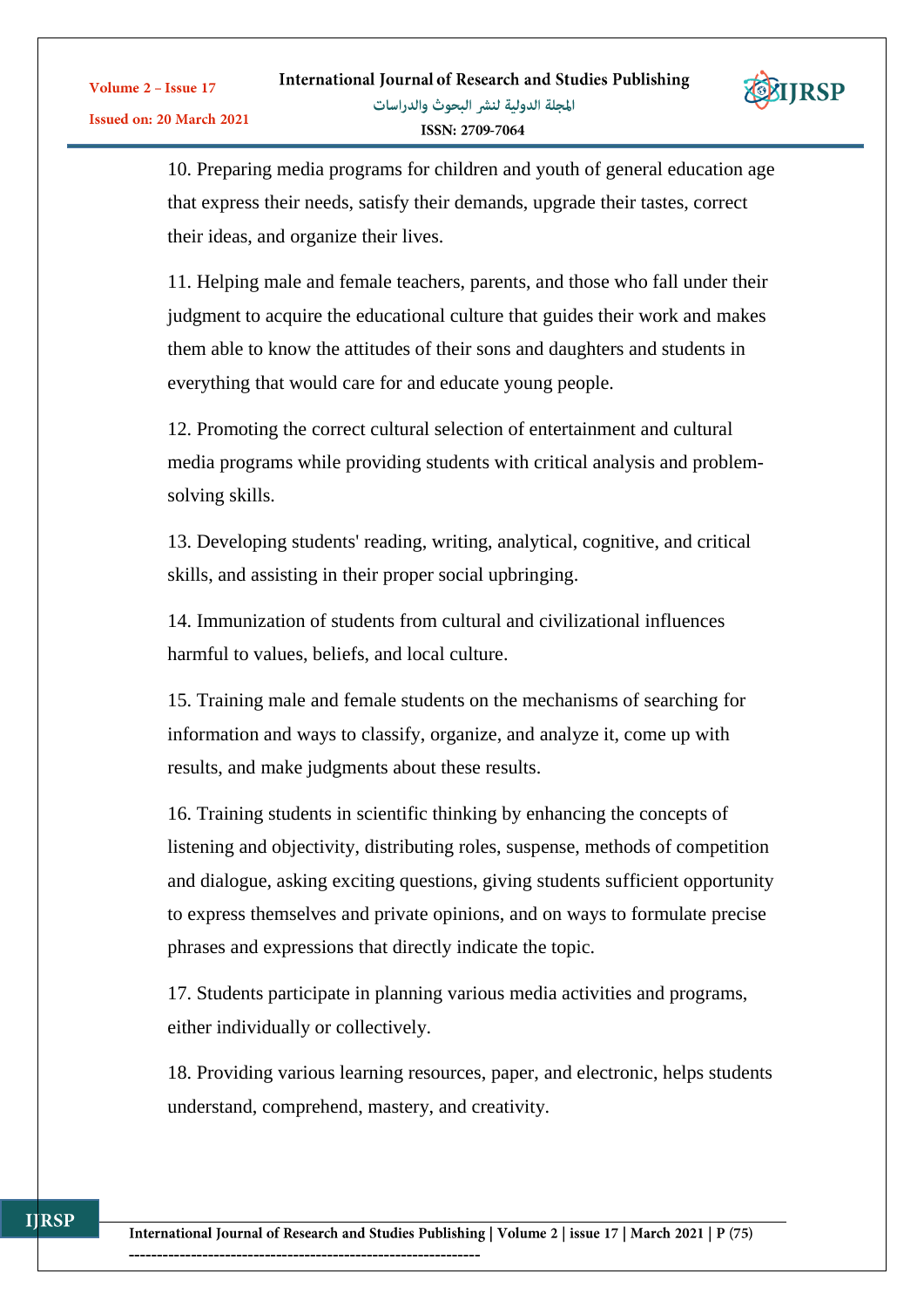10. Preparing media programs for children and youth of general education age that express their needs, satisfy their demands, upgrade their tastes, correct their ideas, and organize their lives.

11. Helping male and female teachers, parents, and those who fall under their judgment to acquire the educational culture that guides their work and makes them able to know the attitudes of their sons and daughters and students in everything that would care for and educate young people.

12. Promoting the correct cultural selection of entertainment and cultural media programs while providing students with critical analysis and problem-solving skills.

13. Developing students' reading, writing, analytical, cognitive, and critical skills, and assisting in their proper social upbringing.

14. Immunization of students from cultural and civilizational influences harmful to values, beliefs, and local culture.

15. Training male and female students on the mechanisms of searching for information and ways to classify, organize, and analyze it, come up with results, and make judgments about these results.

16. Training students in scientific thinking by enhancing the concepts of listening and objectivity, distributing roles, suspense, methods of competition and dialogue, asking exciting questions, giving students sufficient opportunity to express themselves and private opinions, and on ways to formulate precise phrases and expressions that directly indicate the topic.

17. Students participate in planning various media activities and programs, either individually or collectively.

18. Providing various learning resources, paper, and electronic, helps students understand, comprehend, mastery, and creativity.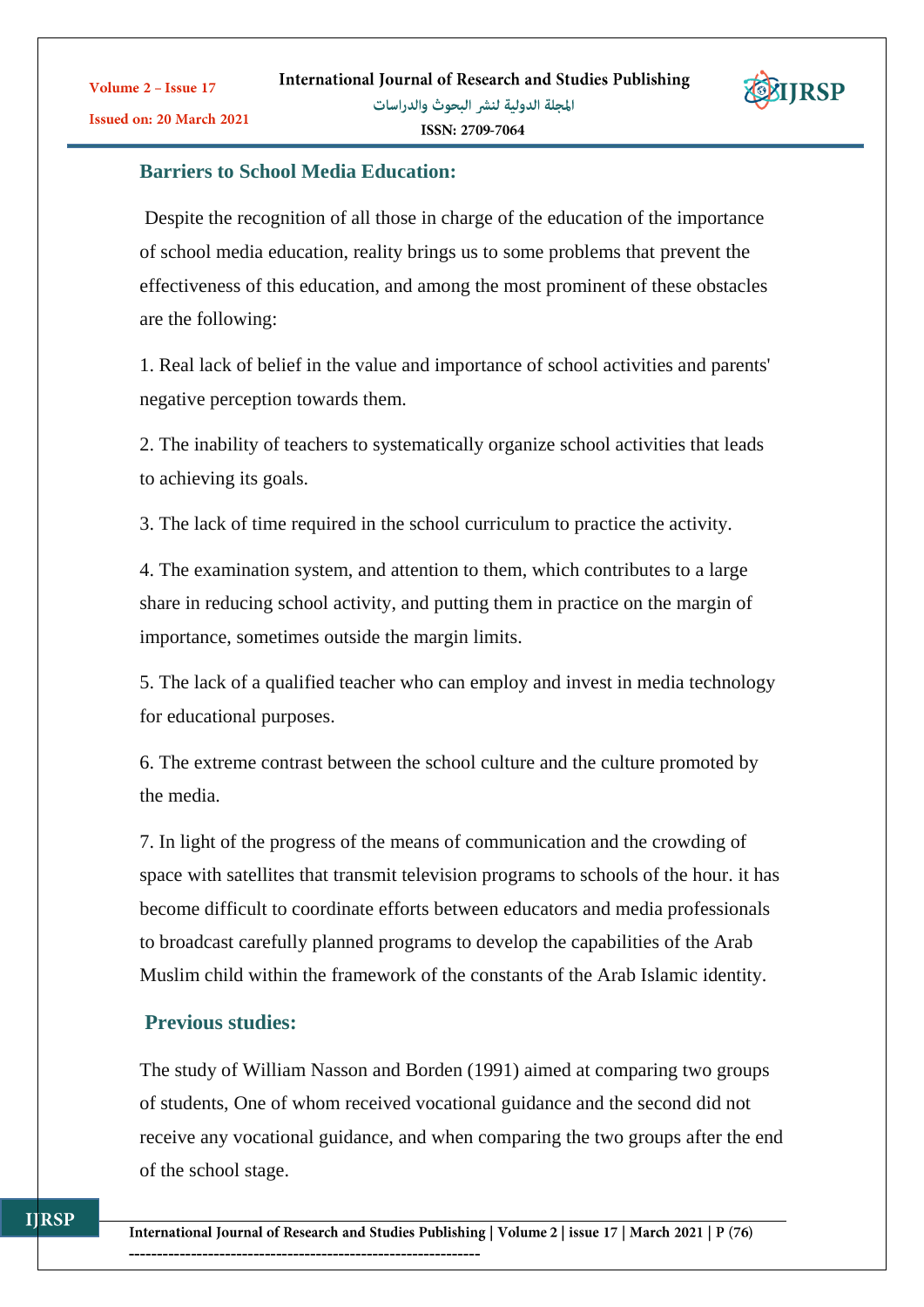## Barriers to School Media Education:

Despite the recognition of all those in charge of the education of the importance of school media education, reality brings us to some problems that prevent the effectiveness of this education, and among the most prominent of these obstacles are the following:

1. Real lack of belief in the value and importance of school activities and parents' negative perception towards them.

2. The inability of teachers to systematically organize school activities that leads to achieving its goals.

3. The lack of time required in the school curriculum to practice the activity.

4. The examination system, and attention to them, which contributes to a large share in reducing school activity, and putting them in practice on the margin of importance, sometimes outside the margin limits.

5. The lack of a qualified teacher who can employ and invest in media technology for educational purposes.

6. The extreme contrast between the school culture and the culture promoted by the media.

7. In light of the progress of the means of communication and the crowding of space with satellites that transmit television programs to schools of the hour. it has become difficult to coordinate efforts between educators and media professionals to broadcast carefully planned programs to develop the capabilities of the Arab Muslim child within the framework of the constants of the Arab Islamic identity.

## Previous studies:

The study of William Nasson and Borden (1991) aimed at comparing two groups of students, One of whom received vocational guidance and the second did not receive any vocational guidance, and when comparing the two groups after the end of the school stage.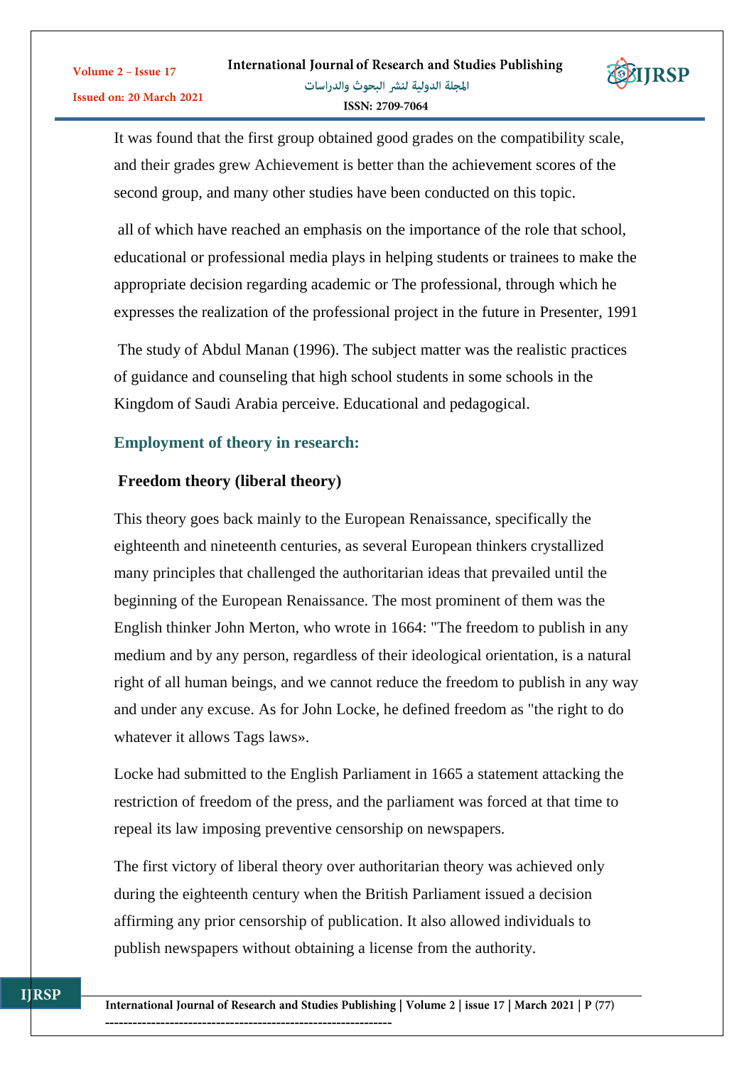It was found that the first group obtained good grades on the compatibility scale, and their grades grew Achievement is better than the achievement scores of the second group, and many other studies have been conducted on this topic.

all of which have reached an emphasis on the importance of the role that school, educational or professional media plays in helping students or trainees to make the appropriate decision regarding academic or The professional, through which he expresses the realization of the professional project in the future in Presenter, 1991

The study of Abdul Manan (1996). The subject matter was the realistic practices of guidance and counseling that high school students in some schools in the Kingdom of Saudi Arabia perceive. Educational and pedagogical.

## Employment of theory in research:

### Freedom theory (liberal theory)

This theory goes back mainly to the European Renaissance, specifically the eighteenth and nineteenth centuries, as several European thinkers crystallized many principles that challenged the authoritarian ideas that prevailed until the beginning of the European Renaissance. The most prominent of them was the English thinker John Merton, who wrote in 1664: "The freedom to publish in any medium and by any person, regardless of their ideological orientation, is a natural right of all human beings, and we cannot reduce the freedom to publish in any way and under any excuse. As for John Locke, he defined freedom as "the right to do whatever it allows Tags laws».

Locke had submitted to the English Parliament in 1665 a statement attacking the restriction of freedom of the press, and the parliament was forced at that time to repeal its law imposing preventive censorship on newspapers.

The first victory of liberal theory over authoritarian theory was achieved only during the eighteenth century when the British Parliament issued a decision affirming any prior censorship of publication. It also allowed individuals to publish newspapers without obtaining a license from the authority.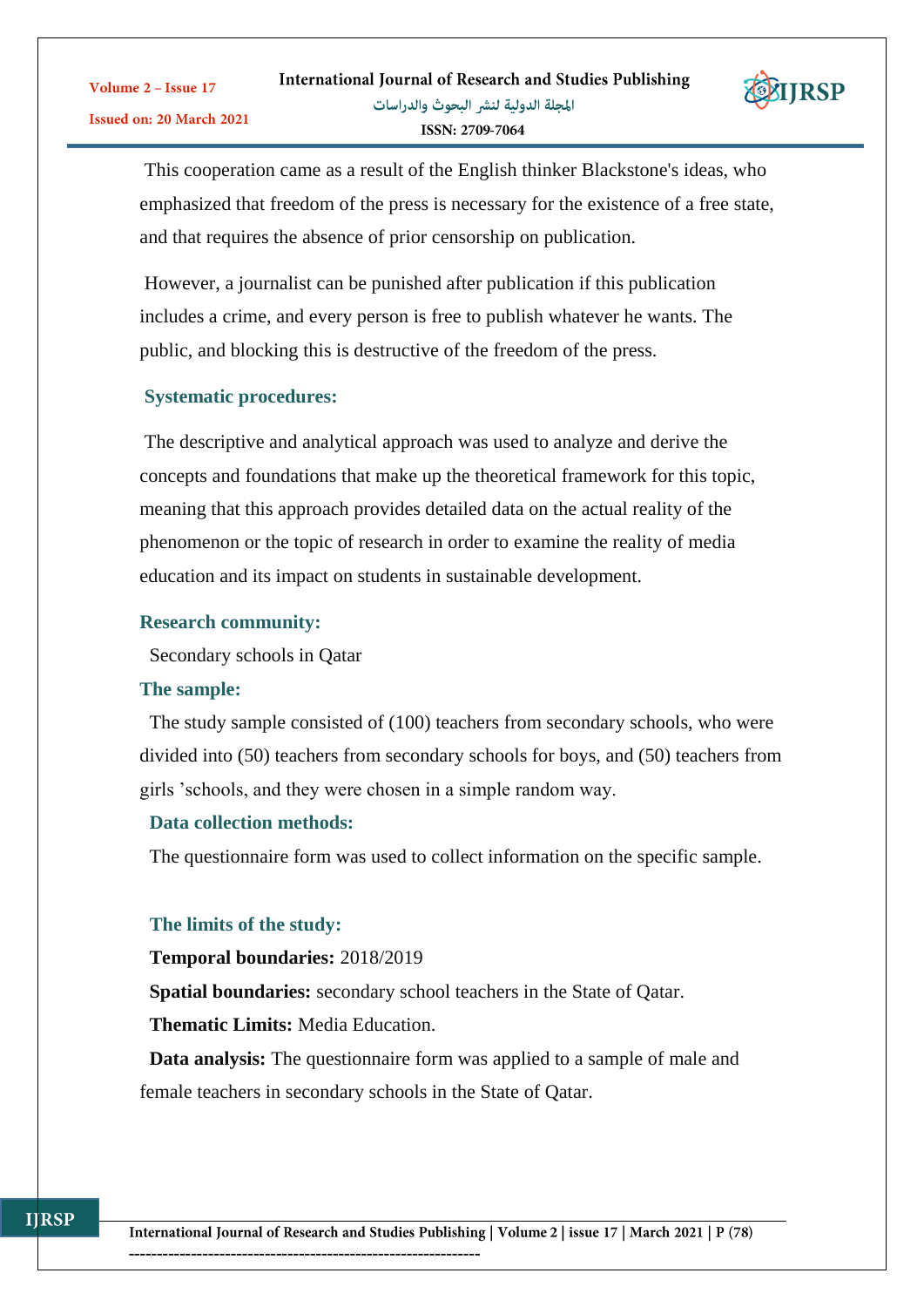This cooperation came as a result of the English thinker Blackstone's ideas, who emphasized that freedom of the press is necessary for the existence of a free state, and that requires the absence of prior censorship on publication.

However, a journalist can be punished after publication if this publication includes a crime, and every person is free to publish whatever he wants. The public, and blocking this is destructive of the freedom of the press.

### Systematic procedures:

The descriptive and analytical approach was used to analyze and derive the concepts and foundations that make up the theoretical framework for this topic, meaning that this approach provides detailed data on the actual reality of the phenomenon or the topic of research in order to examine the reality of media education and its impact on students in sustainable development.

### Research community:

Secondary schools in Qatar

### The sample:

The study sample consisted of (100) teachers from secondary schools, who were divided into (50) teachers from secondary schools for boys, and (50) teachers from girls 'schools, and they were chosen in a simple random way.

### Data collection methods:

The questionnaire form was used to collect information on the specific sample.

### The limits of the study:

**Temporal boundaries:** 2018/2019

**Spatial boundaries:** secondary school teachers in the State of Qatar.

**Thematic Limits:** Media Education.

**Data analysis:** The questionnaire form was applied to a sample of male and female teachers in secondary schools in the State of Qatar.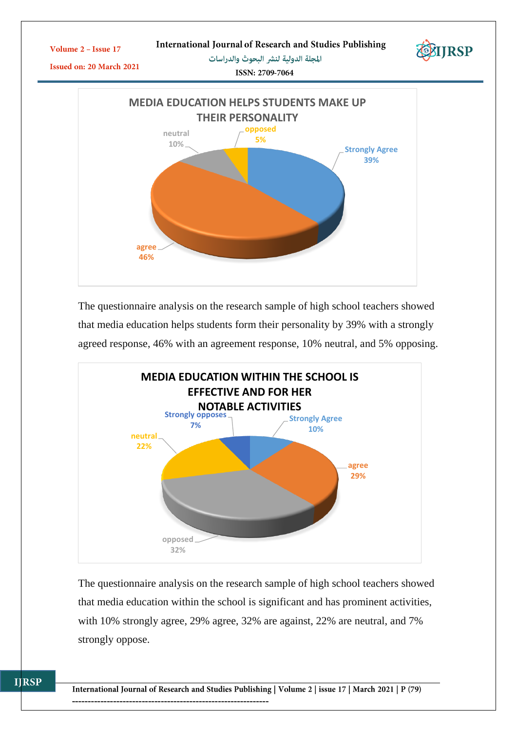**MEDIA EDUCATION HELPS STUDENTS MAKE UP THEIR PERSONALITY**

| Response | Percentage |
|---|---|
| Strongly Agree | 39% |
| agree | 46% |
| neutral | 10% |
| opposed | 5% |

The questionnaire analysis on the research sample of high school teachers showed that media education helps students form their personality by 39% with a strongly agreed response, 46% with an agreement response, 10% neutral, and 5% opposing.

**MEDIA EDUCATION WITHIN THE SCHOOL IS EFFECTIVE AND FOR HER NOTABLE ACTIVITIES**

| Response | Percentage |
|---|---|
| Strongly Agree | 10% |
| agree | 29% |
| opposed | 32% |
| neutral | 22% |
| Strongly opposes | 7% |

The questionnaire analysis on the research sample of high school teachers showed that media education within the school is significant and has prominent activities, with 10% strongly agree, 29% agree, 32% are against, 22% are neutral, and 7% strongly oppose.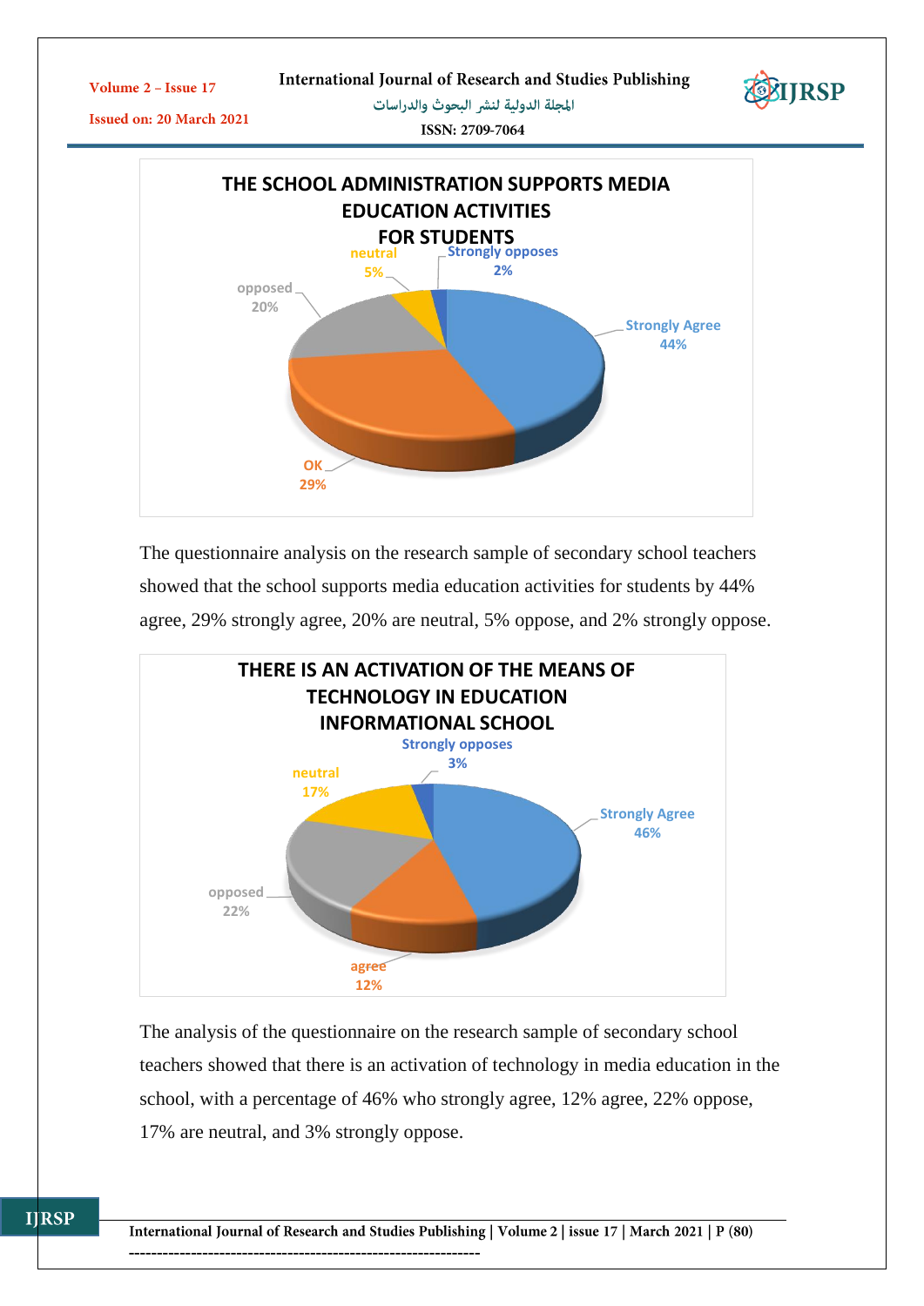**THE SCHOOL ADMINISTRATION SUPPORTS MEDIA EDUCATION ACTIVITIES FOR STUDENTS**

| Category | Percentage |
|---|---|
| Strongly Agree | 44% |
| OK | 29% |
| opposed | 20% |
| neutral | 5% |
| Strongly opposes | 2% |

The questionnaire analysis on the research sample of secondary school teachers showed that the school supports media education activities for students by 44% agree, 29% strongly agree, 20% are neutral, 5% oppose, and 2% strongly oppose.

**THERE IS AN ACTIVATION OF THE MEANS OF TECHNOLOGY IN EDUCATION INFORMATIONAL SCHOOL**

| Category | Percentage |
|---|---|
| Strongly Agree | 46% |
| agree | 12% |
| opposed | 22% |
| neutral | 17% |
| Strongly opposes | 3% |

The analysis of the questionnaire on the research sample of secondary school teachers showed that there is an activation of technology in media education in the school, with a percentage of 46% who strongly agree, 12% agree, 22% oppose, 17% are neutral, and 3% strongly oppose.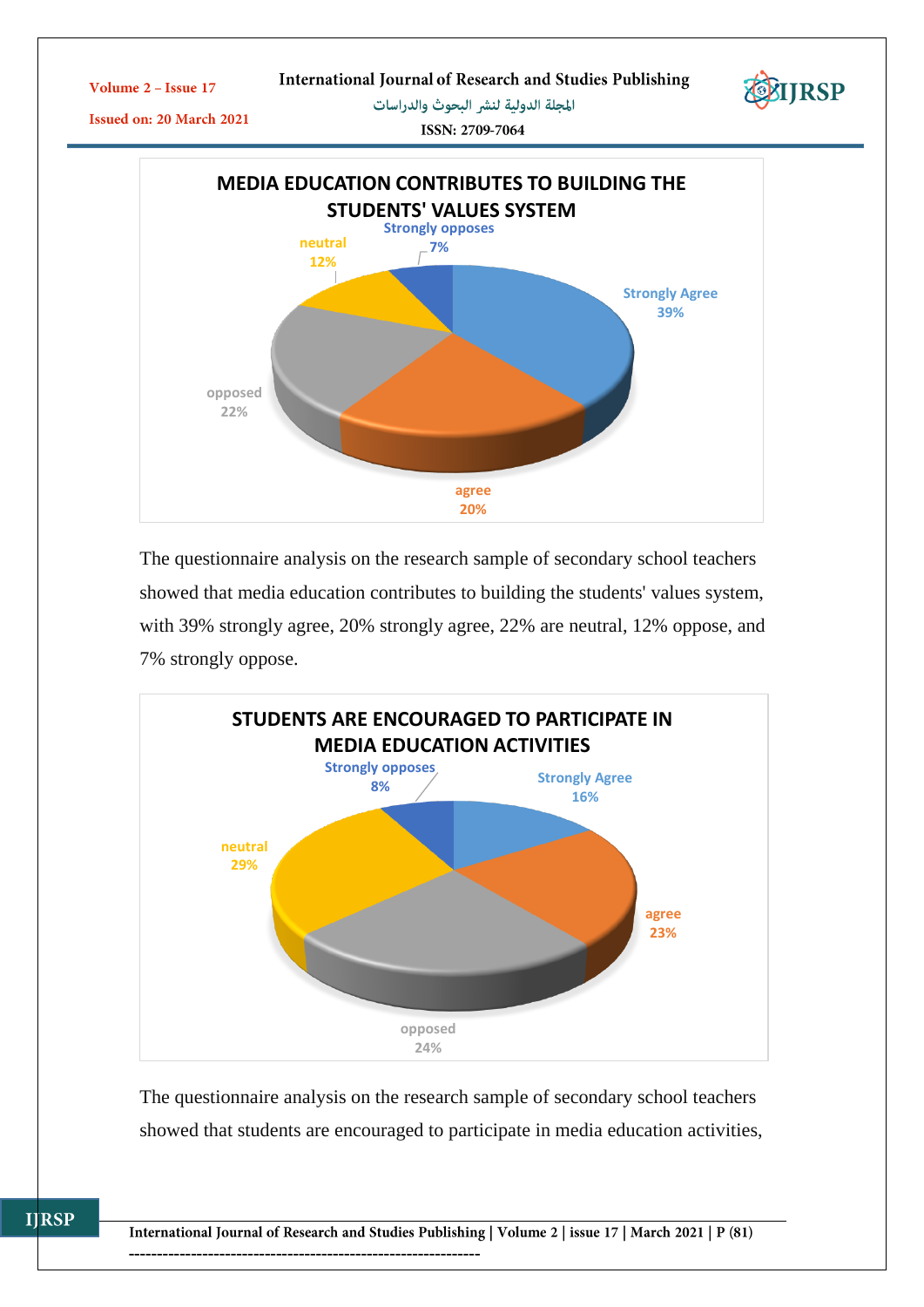**MEDIA EDUCATION CONTRIBUTES TO BUILDING THE STUDENTS' VALUES SYSTEM**

| Category | Percentage |
|---|---|
| Strongly Agree | 39% |
| agree | 20% |
| opposed | 22% |
| neutral | 12% |
| Strongly opposes | 7% |

The questionnaire analysis on the research sample of secondary school teachers showed that media education contributes to building the students' values system, with 39% strongly agree, 20% strongly agree, 22% are neutral, 12% oppose, and 7% strongly oppose.

**STUDENTS ARE ENCOURAGED TO PARTICIPATE IN MEDIA EDUCATION ACTIVITIES**

| Category | Percentage |
|---|---|
| Strongly Agree | 16% |
| agree | 23% |
| opposed | 24% |
| neutral | 29% |
| Strongly opposes | 8% |

The questionnaire analysis on the research sample of secondary school teachers showed that students are encouraged to participate in media education activities,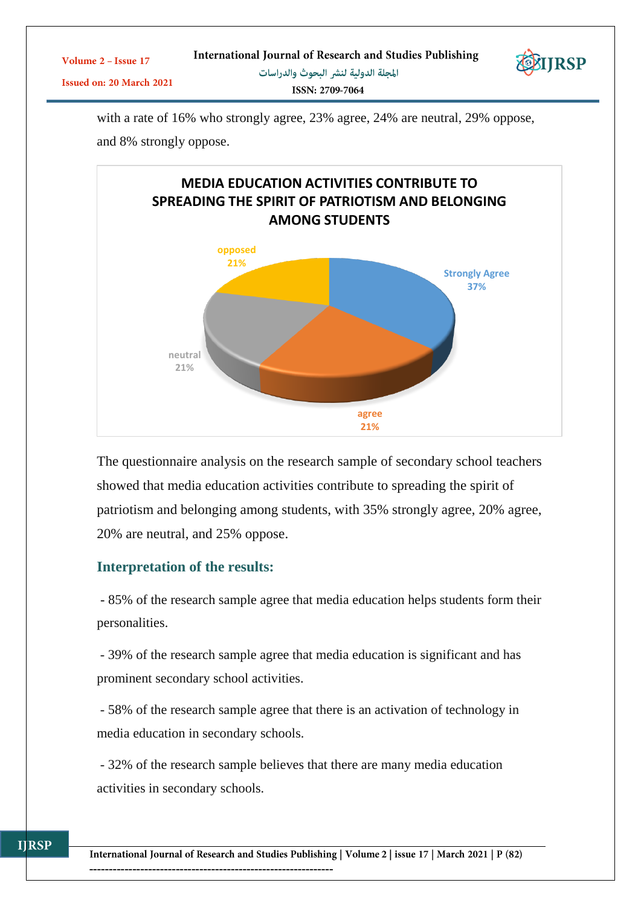with a rate of 16% who strongly agree, 23% agree, 24% are neutral, 29% oppose, and 8% strongly oppose.

**MEDIA EDUCATION ACTIVITIES CONTRIBUTE TO SPREADING THE SPIRIT OF PATRIOTISM AND BELONGING AMONG STUDENTS**

| Category | Percentage |
| --- | --- |
| Strongly Agree | 37% |
| agree | 21% |
| neutral | 21% |
| opposed | 21% |

The questionnaire analysis on the research sample of secondary school teachers showed that media education activities contribute to spreading the spirit of patriotism and belonging among students, with 35% strongly agree, 20% agree, 20% are neutral, and 25% oppose.

## Interpretation of the results:

- 85% of the research sample agree that media education helps students form their personalities.

- 39% of the research sample agree that media education is significant and has prominent secondary school activities.

- 58% of the research sample agree that there is an activation of technology in media education in secondary schools.

- 32% of the research sample believes that there are many media education activities in secondary schools.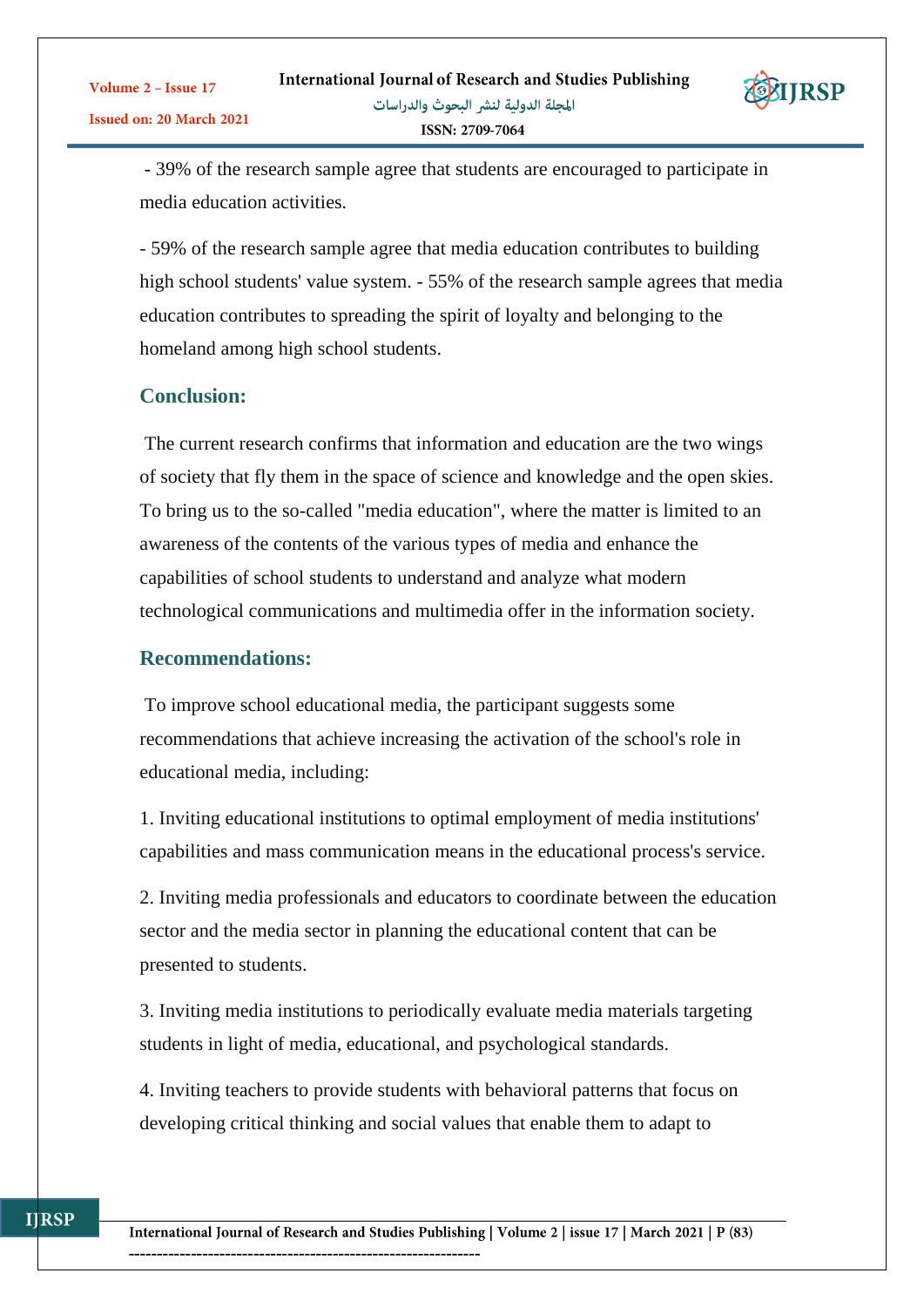- 39% of the research sample agree that students are encouraged to participate in media education activities.

- 59% of the research sample agree that media education contributes to building high school students' value system. - 55% of the research sample agrees that media education contributes to spreading the spirit of loyalty and belonging to the homeland among high school students.

## Conclusion:

The current research confirms that information and education are the two wings of society that fly them in the space of science and knowledge and the open skies. To bring us to the so-called "media education", where the matter is limited to an awareness of the contents of the various types of media and enhance the capabilities of school students to understand and analyze what modern technological communications and multimedia offer in the information society.

## Recommendations:

To improve school educational media, the participant suggests some recommendations that achieve increasing the activation of the school's role in educational media, including:

1. Inviting educational institutions to optimal employment of media institutions' capabilities and mass communication means in the educational process's service.

2. Inviting media professionals and educators to coordinate between the education sector and the media sector in planning the educational content that can be presented to students.

3. Inviting media institutions to periodically evaluate media materials targeting students in light of media, educational, and psychological standards.

4. Inviting teachers to provide students with behavioral patterns that focus on developing critical thinking and social values that enable them to adapt to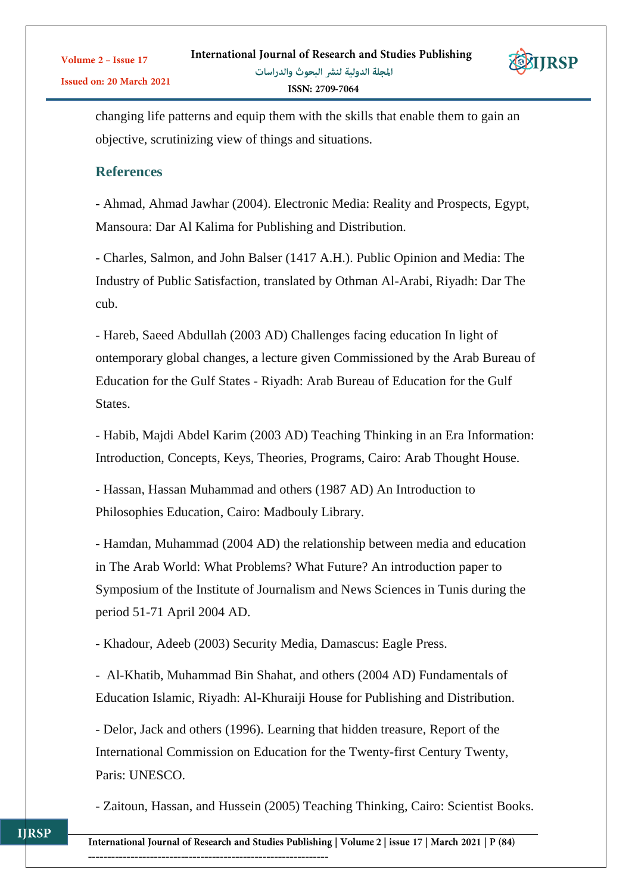changing life patterns and equip them with the skills that enable them to gain an objective, scrutinizing view of things and situations.

## References

- Ahmad, Ahmad Jawhar (2004). Electronic Media: Reality and Prospects, Egypt, Mansoura: Dar Al Kalima for Publishing and Distribution.

- Charles, Salmon, and John Balser (1417 A.H.). Public Opinion and Media: The Industry of Public Satisfaction, translated by Othman Al-Arabi, Riyadh: Dar The cub.

- Hareb, Saeed Abdullah (2003 AD) Challenges facing education In light of ontemporary global changes, a lecture given Commissioned by the Arab Bureau of Education for the Gulf States - Riyadh: Arab Bureau of Education for the Gulf States.

- Habib, Majdi Abdel Karim (2003 AD) Teaching Thinking in an Era Information: Introduction, Concepts, Keys, Theories, Programs, Cairo: Arab Thought House.

- Hassan, Hassan Muhammad and others (1987 AD) An Introduction to Philosophies Education, Cairo: Madbouly Library.

- Hamdan, Muhammad (2004 AD) the relationship between media and education in The Arab World: What Problems? What Future? An introduction paper to Symposium of the Institute of Journalism and News Sciences in Tunis during the period 51-71 April 2004 AD.

- Khadour, Adeeb (2003) Security Media, Damascus: Eagle Press.

- Al-Khatib, Muhammad Bin Shahat, and others (2004 AD) Fundamentals of Education Islamic, Riyadh: Al-Khuraiji House for Publishing and Distribution.

- Delor, Jack and others (1996). Learning that hidden treasure, Report of the International Commission on Education for the Twenty-first Century Twenty, Paris: UNESCO.

- Zaitoun, Hassan, and Hussein (2005) Teaching Thinking, Cairo: Scientist Books.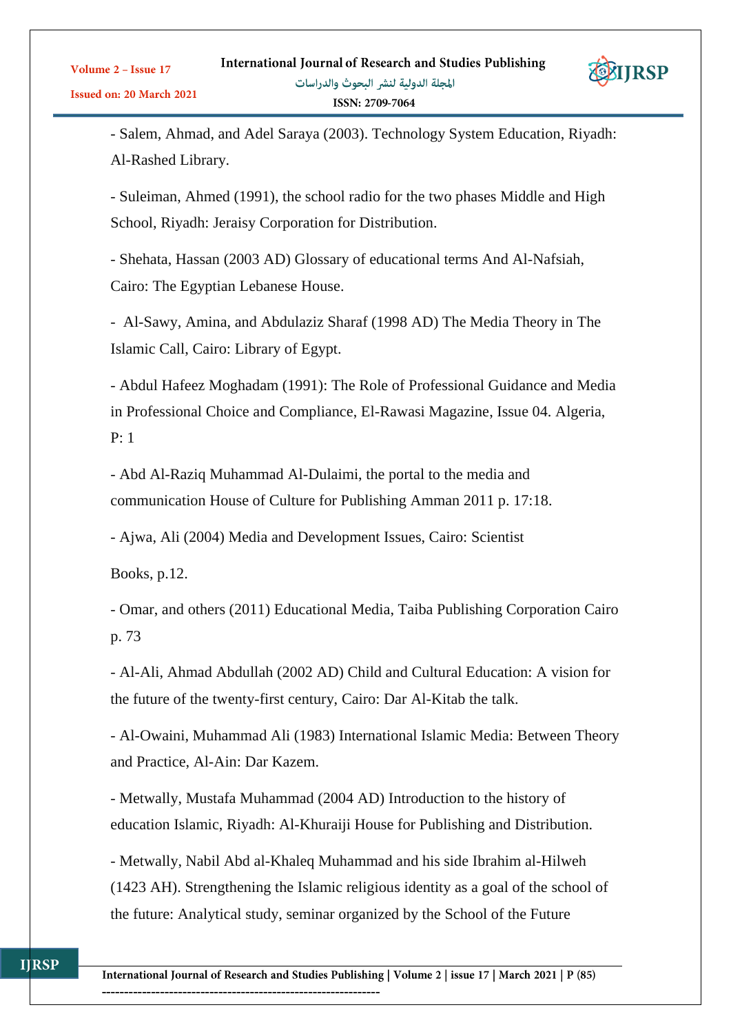- Salem, Ahmad, and Adel Saraya (2003). Technology System Education, Riyadh: Al-Rashed Library.

- Suleiman, Ahmed (1991), the school radio for the two phases Middle and High School, Riyadh: Jeraisy Corporation for Distribution.

- Shehata, Hassan (2003 AD) Glossary of educational terms And Al-Nafsiah, Cairo: The Egyptian Lebanese House.

- Al-Sawy, Amina, and Abdulaziz Sharaf (1998 AD) The Media Theory in The Islamic Call, Cairo: Library of Egypt.

- Abdul Hafeez Moghadam (1991): The Role of Professional Guidance and Media in Professional Choice and Compliance, El-Rawasi Magazine, Issue 04. Algeria, P: 1

- Abd Al-Raziq Muhammad Al-Dulaimi, the portal to the media and communication House of Culture for Publishing Amman 2011 p. 17:18.

- Ajwa, Ali (2004) Media and Development Issues, Cairo: Scientist

Books, p.12.

- Omar, and others (2011) Educational Media, Taiba Publishing Corporation Cairo p. 73

- Al-Ali, Ahmad Abdullah (2002 AD) Child and Cultural Education: A vision for the future of the twenty-first century, Cairo: Dar Al-Kitab the talk.

- Al-Owaini, Muhammad Ali (1983) International Islamic Media: Between Theory and Practice, Al-Ain: Dar Kazem.

- Metwally, Mustafa Muhammad (2004 AD) Introduction to the history of education Islamic, Riyadh: Al-Khuraiji House for Publishing and Distribution.

- Metwally, Nabil Abd al-Khaleq Muhammad and his side Ibrahim al-Hilweh (1423 AH). Strengthening the Islamic religious identity as a goal of the school of the future: Analytical study, seminar organized by the School of the Future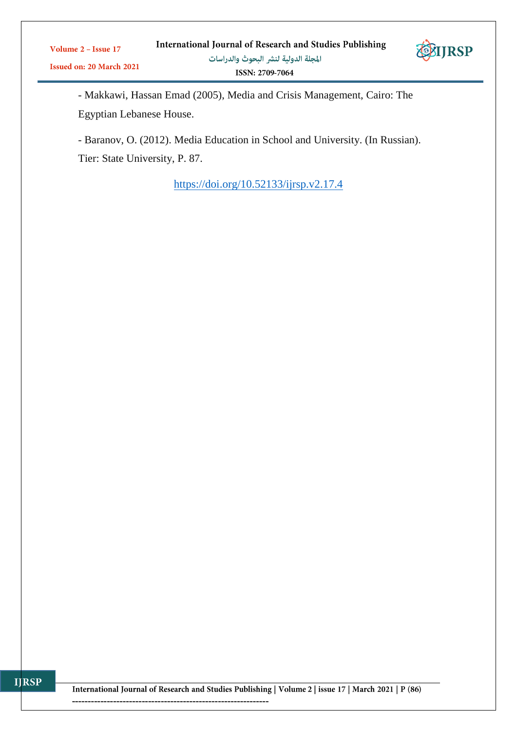- Makkawi, Hassan Emad (2005), Media and Crisis Management, Cairo: The Egyptian Lebanese House.

- Baranov, O. (2012). Media Education in School and University. (In Russian). Tier: State University, P. 87.

https://doi.org/10.52133/ijrsp.v2.17.4